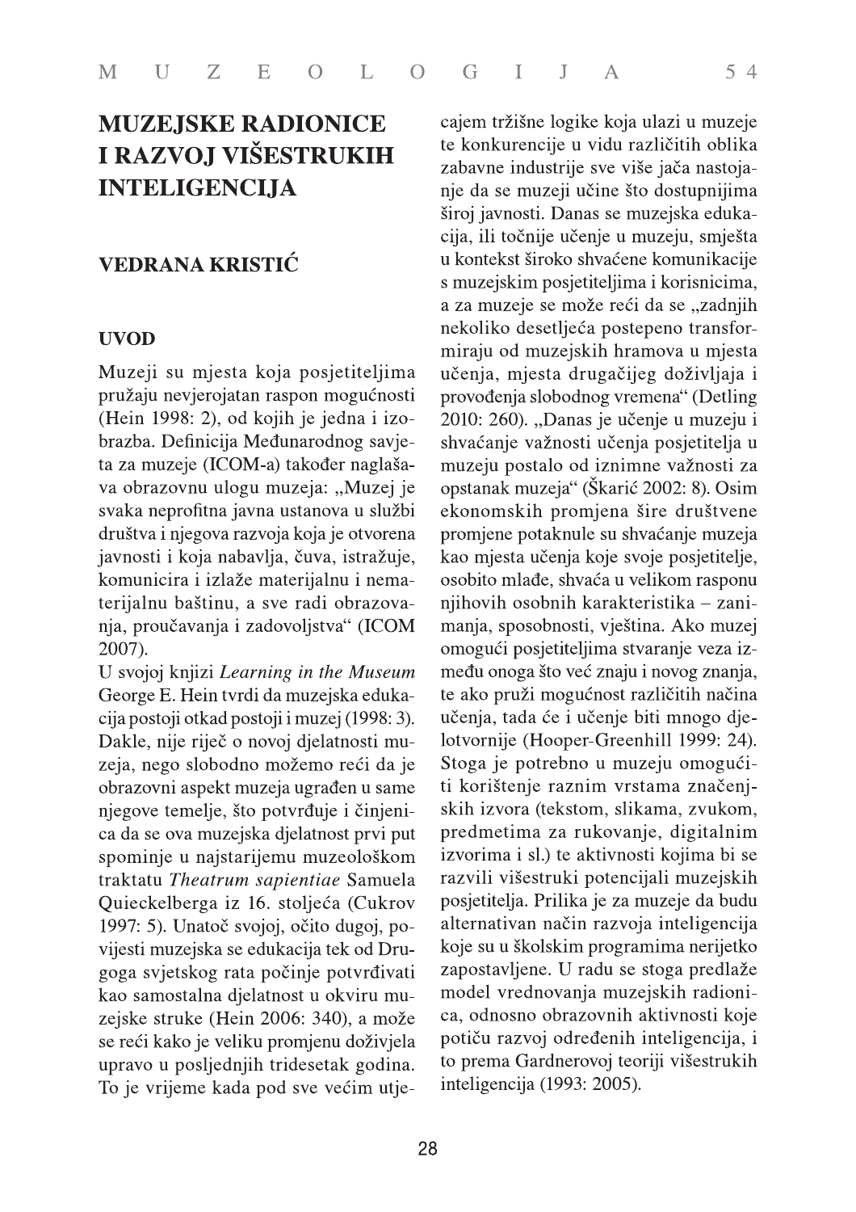# MUZEJSKE RADIONICE I RAZVOJ VIŠESTRUKIH INTELIGENCIJA

## VEDRANA KRISTIĆ

### UVOD

Muzeji su mjesta koja posjetiteljima pružaju nevjerojatan raspon mogućnosti (Hein 1998: 2), od kojih je jedna i izobrazba. Definicija Međunarodnog savjeta za muzeje (ICOM-a) također naglašava obrazovnu ulogu muzeja: „Muzej je svaka neprofitna javna ustanova u službi društva i njegova razvoja koja je otvorena javnosti i koja nabavlja, čuva, istražuje, komunicira i izlaže materijalnu i nematerijalnu baštinu, a sve radi obrazovanja, proučavanja i zadovoljstva" (ICOM 2007).

U svojoj knjizi *Learning in the Museum* George E. Hein tvrdi da muzejska edukacija postoji otkad postoji i muzej (1998: 3). Dakle, nije riječ o novoj djelatnosti muzeja, nego slobodno možemo reći da je obrazovni aspekt muzeja ugrađen u same njegove temelje, što potvrđuje i činjenica da se ova muzejska djelatnost prvi put spominje u najstarijemu muzeološkom traktatu *Theatrum sapientiae* Samuela Quieckelberga iz 16. stoljeća (Cukrov 1997: 5). Unatoč svojoj, očito dugoj, povijesti muzejska se edukacija tek od Drugoga svjetskog rata počinje potvrđivati kao samostalna djelatnost u okviru muzejske struke (Hein 2006: 340), a može se reći kako je veliku promjenu doživjela upravo u posljednjih tridesetak godina. To je vrijeme kada pod sve većim utjecajem tržišne logike koja ulazi u muzeje te konkurencije u vidu različitih oblika zabavne industrije sve više jača nastojanje da se muzeji učine što dostupnijima široj javnosti. Danas se muzejska edukacija, ili točnije učenje u muzeju, smješta u kontekst široko shvaćene komunikacije s muzejskim posjetiteljima i korisnicima, a za muzeje se može reći da se „zadnjih nekoliko desetljeća postepeno transformiraju od muzejskih hramova u mjesta učenja, mjesta drugačijeg doživljaja i provođenja slobodnog vremena" (Detling 2010: 260). „Danas je učenje u muzeju i shvaćanje važnosti učenja posjetitelja u muzeju postalo od iznimne važnosti za opstanak muzeja" (Škarić 2002: 8). Osim ekonomskih promjena šire društvene promjene potaknule su shvaćanje muzeja kao mjesta učenja koje svoje posjetitelje, osobito mlađe, shvaća u velikom rasponu njihovih osobnih karakteristika – zanimanja, sposobnosti, vještina. Ako muzej omogući posjetiteljima stvaranje veza između onoga što već znaju i novog znanja, te ako pruži mogućnost različitih načina učenja, tada će i učenje biti mnogo djelotvornije (Hooper-Greenhill 1999: 24). Stoga je potrebno u muzeju omogućiti korištenje raznim vrstama značenjskih izvora (tekstom, slikama, zvukom, predmetima za rukovanje, digitalnim izvorima i sl.) te aktivnosti kojima bi se razvili višestruki potencijali muzejskih posjetitelja. Prilika je za muzeje da budu alternativan način razvoja inteligencija koje su u školskim programima nerijetko zapostavljene. U radu se stoga predlaže model vrednovanja muzejskih radionica, odnosno obrazovnih aktivnosti koje potiču razvoj određenih inteligencija, i to prema Gardnerovoj teoriji višestrukih inteligencija (1993: 2005).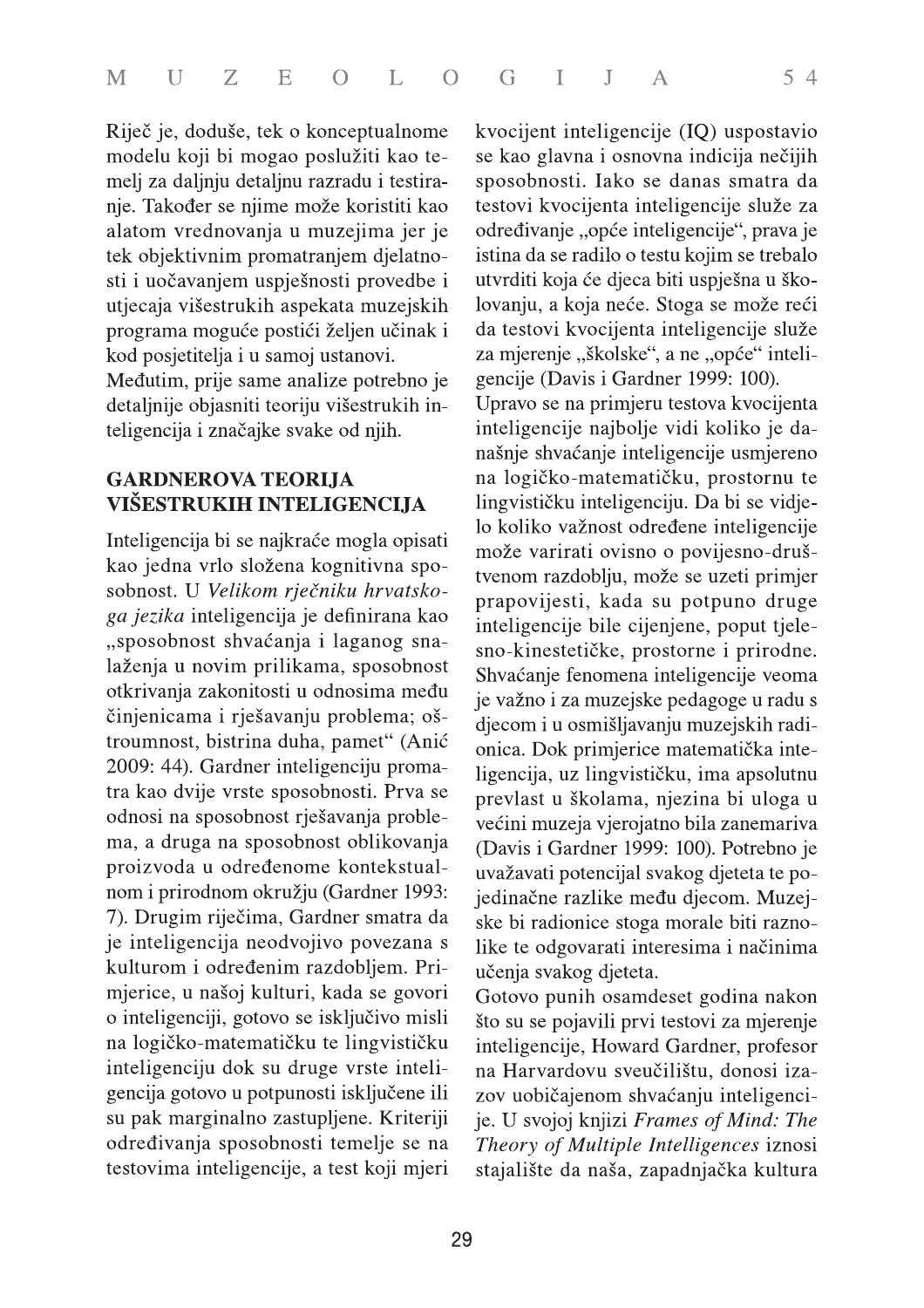Riječ je, doduše, tek o konceptualnome modelu koji bi mogao poslužiti kao temelj za daljnju detaljnu razradu i testiranje. Također se njime može koristiti kao alatom vrednovanja u muzejima jer je tek objektivnim promatranjem djelatnosti i uočavanjem uspješnosti provedbe i utjecaja višestrukih aspekata muzejskih programa moguće postići željen učinak i kod posjetitelja i u samoj ustanovi.

Međutim, prije same analize potrebno je detaljnije objasniti teoriju višestrukih inteligencija i značajke svake od njih.

## GARDNEROVA TEORIJA VIŠESTRUKIH INTELIGENCIJA

Inteligencija bi se najkraće mogla opisati kao jedna vrlo složena kognitivna sposobnost. U *Velikom rječniku hrvatskoga jezika* inteligencija je definirana kao „sposobnost shvaćanja i laganog snalaženja u novim prilikama, sposobnost otkrivanja zakonitosti u odnosima među činjenicama i rješavanju problema; oštroumnost, bistrina duha, pamet" (Anić 2009: 44). Gardner inteligenciju promatra kao dvije vrste sposobnosti. Prva se odnosi na sposobnost rješavanja problema, a druga na sposobnost oblikovanja proizvoda u određenome kontekstualnom i prirodnom okružju (Gardner 1993: 7). Drugim riječima, Gardner smatra da je inteligencija neodvojivo povezana s kulturom i određenim razdobljem. Primjerice, u našoj kulturi, kada se govori o inteligenciji, gotovo se isključivo misli na logičko-matematičku te lingvističku inteligenciju dok su druge vrste inteligencija gotovo u potpunosti isključene ili su pak marginalno zastupljene. Kriteriji određivanja sposobnosti temelje se na testovima inteligencije, a test koji mjeri kvocijent inteligencije (IQ) uspostavio se kao glavna i osnovna indicija nečijih sposobnosti. Iako se danas smatra da testovi kvocijenta inteligencije služe za određivanje „opće inteligencije", prava je istina da se radilo o testu kojim se trebalo utvrditi koja će djeca biti uspješna u školovanju, a koja neće. Stoga se može reći da testovi kvocijenta inteligencije služe za mjerenje „školske", a ne „opće" inteligencije (Davis i Gardner 1999: 100).

Upravo se na primjeru testova kvocijenta inteligencije najbolje vidi koliko je današnje shvaćanje inteligencije usmjereno na logičko-matematičku, prostornu te lingvističku inteligenciju. Da bi se vidjelo koliko važnost određene inteligencije može varirati ovisno o povijesno-društvenom razdoblju, može se uzeti primjer prapovijesti, kada su potpuno druge inteligencije bile cijenjene, poput tjelesno-kinestetičke, prostorne i prirodne. Shvaćanje fenomena inteligencije veoma je važno i za muzejske pedagoge u radu s djecom i u osmišljavanju muzejskih radionica. Dok primjerice matematička inteligencija, uz lingvističku, ima apsolutnu prevlast u školama, njezina bi uloga u većini muzeja vjerojatno bila zanemariva (Davis i Gardner 1999: 100). Potrebno je uvažavati potencijal svakog djeteta te pojedinačne razlike među djecom. Muzejske bi radionice stoga morale biti raznolike te odgovarati interesima i načinima učenja svakog djeteta.

Gotovo punih osamdeset godina nakon što su se pojavili prvi testovi za mjerenje inteligencije, Howard Gardner, profesor na Harvardovu sveučilištu, donosi izazov uobičajenom shvaćanju inteligencije. U svojoj knjizi *Frames of Mind: The Theory of Multiple Intelligences* iznosi stajalište da naša, zapadnjačka kultura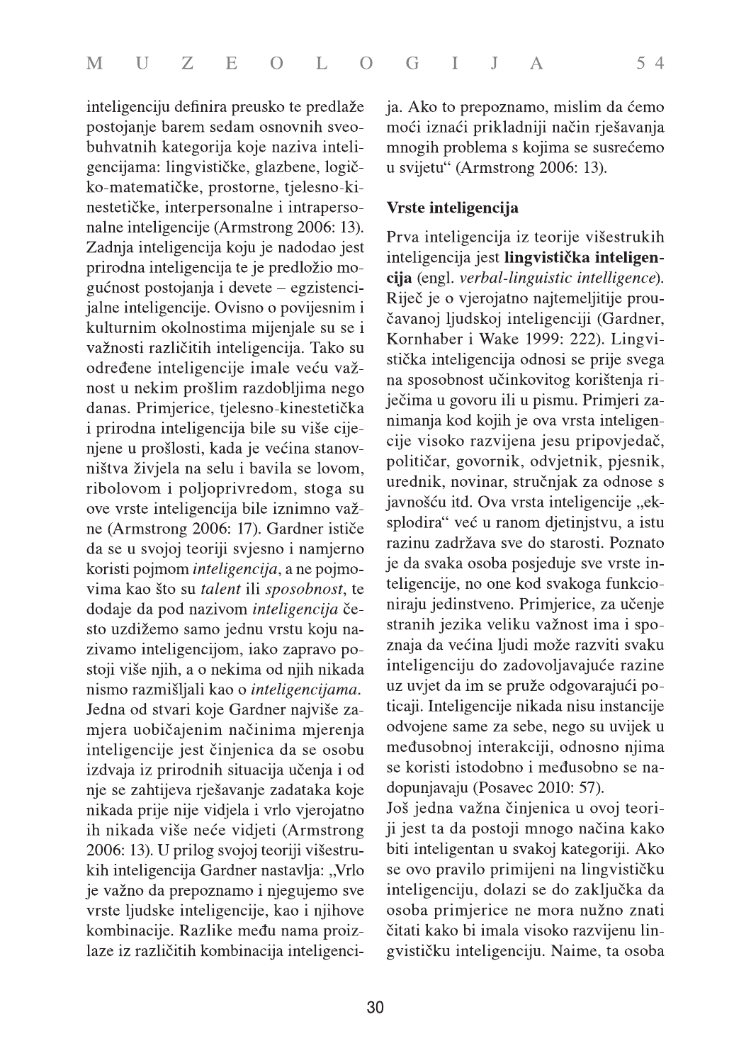inteligenciju definira preusko te predlaže postojanje barem sedam osnovnih sveobuhvatnih kategorija koje naziva inteligencijama: lingvističke, glazbene, logičko-matematičke, prostorne, tjelesno-kinestetičke, interpersonalne i intrapersonalne inteligencije (Armstrong 2006: 13). Zadnja inteligencija koju je nadodao jest prirodna inteligencija te je predložio mogućnost postojanja i devete – egzistencijalne inteligencije. Ovisno o povijesnim i kulturnim okolnostima mijenjale su se i važnosti različitih inteligencija. Tako su određene inteligencije imale veću važnost u nekim prošlim razdobljima nego danas. Primjerice, tjelesno-kinestetička i prirodna inteligencija bile su više cijenjene u prošlosti, kada je većina stanovništva živjela na selu i bavila se lovom, ribolovom i poljoprivredom, stoga su ove vrste inteligencija bile iznimno važne (Armstrong 2006: 17). Gardner ističe da se u svojoj teoriji svjesno i namjerno koristi pojmom *inteligencija*, a ne pojmovima kao što su *talent* ili *sposobnost*, te dodaje da pod nazivom *inteligencija* često uzdižemo samo jednu vrstu koju nazivamo inteligencijom, iako zapravo postoji više njih, a o nekima od njih nikada nismo razmišljali kao o *inteligencijama*. Jedna od stvari koje Gardner najviše zamjera uobičajenim načinima mjerenja inteligencije jest činjenica da se osobu izdvaja iz prirodnih situacija učenja i od nje se zahtijeva rješavanje zadataka koje nikada prije nije vidjela i vrlo vjerojatno ih nikada više neće vidjeti (Armstrong 2006: 13). U prilog svojoj teoriji višestrukih inteligencija Gardner nastavlja: „Vrlo je važno da prepoznamo i njegujemo sve vrste ljudske inteligencije, kao i njihove kombinacije. Razlike među nama proizlaze iz različitih kombinacija inteligencija. Ako to prepoznamo, mislim da ćemo moći iznaći prikladniji način rješavanja mnogih problema s kojima se susrećemo u svijetu" (Armstrong 2006: 13).

### Vrste inteligencija

Prva inteligencija iz teorije višestrukih inteligencija jest **lingvistička inteligencija** (engl. *verbal-linguistic intelligence*). Riječ je o vjerojatno najtemeljitije proučavanoj ljudskoj inteligenciji (Gardner, Kornhaber i Wake 1999: 222). Lingvistička inteligencija odnosi se prije svega na sposobnost učinkovitog korištenja riječima u govoru ili u pismu. Primjeri zanimanja kod kojih je ova vrsta inteligencije visoko razvijena jesu pripovjedač, političar, govornik, odvjetnik, pjesnik, urednik, novinar, stručnjak za odnose s javnošću itd. Ova vrsta inteligencije „eksplodira" već u ranom djetinjstvu, a istu razinu zadržava sve do starosti. Poznato je da svaka osoba posjeduje sve vrste inteligencije, no one kod svakoga funkcioniraju jedinstveno. Primjerice, za učenje stranih jezika veliku važnost ima i spoznaja da većina ljudi može razviti svaku inteligenciju do zadovoljavajuće razine uz uvjet da im se pruže odgovarajući poticaji. Inteligencije nikada nisu instancije odvojene same za sebe, nego su uvijek u međusobnoj interakciji, odnosno njima se koristi istodobno i međusobno se nadopunjavaju (Posavec 2010: 57).

Još jedna važna činjenica u ovoj teoriji jest ta da postoji mnogo načina kako biti inteligentan u svakoj kategoriji. Ako se ovo pravilo primijeni na lingvističku inteligenciju, dolazi se do zaključka da osoba primjerice ne mora nužno znati čitati kako bi imala visoko razvijenu lingvističku inteligenciju. Naime, ta osoba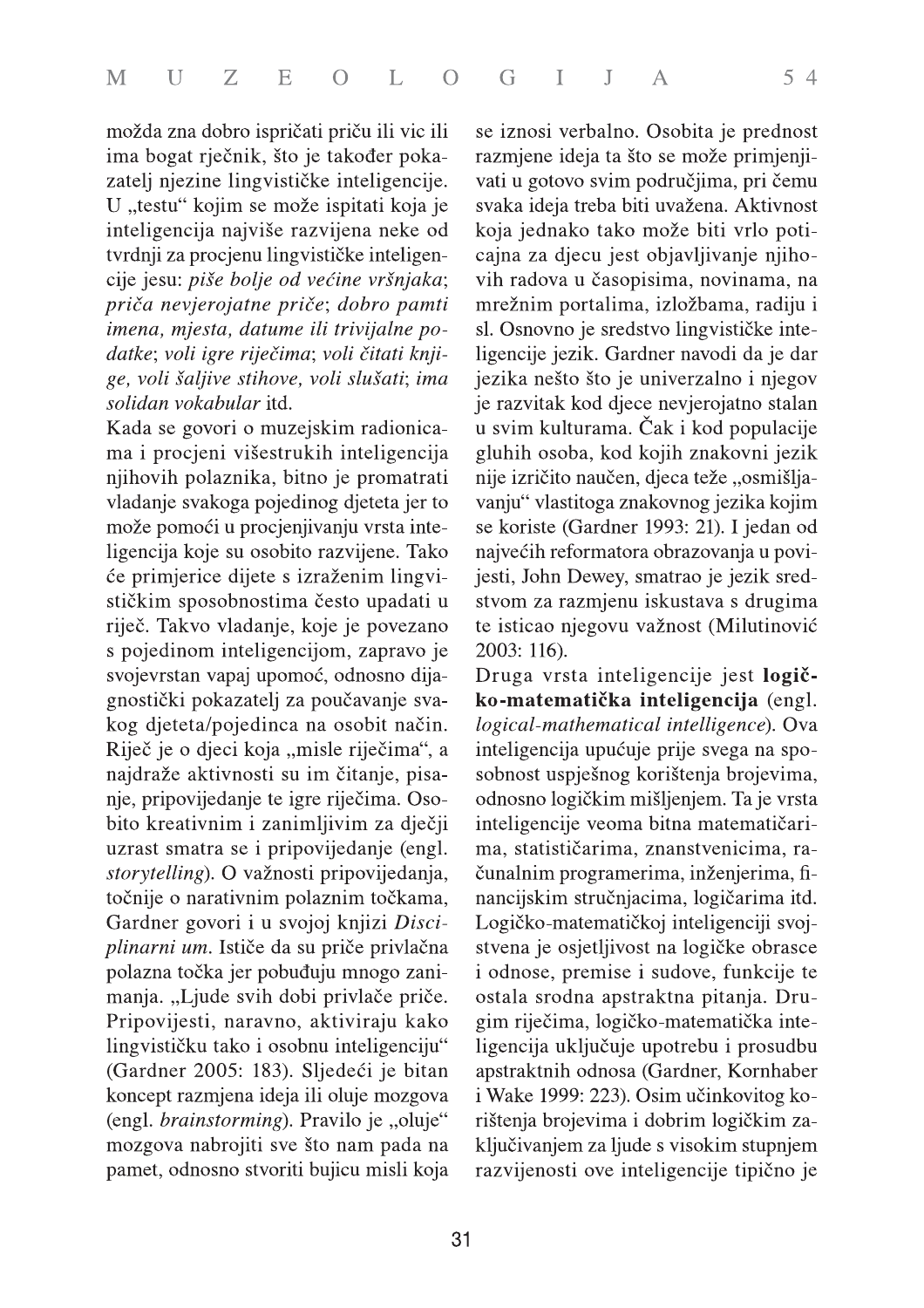možda zna dobro ispričati priču ili vic ili ima bogat rječnik, što je također pokazatelj njezine lingvističke inteligencije. U „testu" kojim se može ispitati koja je inteligencija najviše razvijena neke od tvrdnji za procjenu lingvističke inteligencije jesu: *piše bolje od većine vršnjaka*; *priča nevjerojatne priče*; *dobro pamti imena, mjesta, datume ili trivijalne podatke*; *voli igre riječima*; *voli čitati knjige, voli šaljive stihove, voli slušati*; *ima solidan vokabular* itd.

Kada se govori o muzejskim radionicama i procjeni višestrukih inteligencija njihovih polaznika, bitno je promatrati vladanje svakoga pojedinog djeteta jer to može pomoći u procjenjivanju vrsta inteligencija koje su osobito razvijene. Tako će primjerice dijete s izraženim lingvističkim sposobnostima često upadati u riječ. Takvo vladanje, koje je povezano s pojedinom inteligencijom, zapravo je svojevrstan vapaj upomoć, odnosno dijagnostički pokazatelj za poučavanje svakog djeteta/pojedinca na osobit način. Riječ je o djeci koja „misle riječima", a najdraže aktivnosti su im čitanje, pisanje, pripovijedanje te igre riječima. Osobito kreativnim i zanimljivim za dječji uzrast smatra se i pripovijedanje (engl. *storytelling*). O važnosti pripovijedanja, točnije o narativnim polaznim točkama, Gardner govori i u svojoj knjizi *Disciplinarni um*. Ističe da su priče privlačna polazna točka jer pobuđuju mnogo zanimanja. „Ljude svih dobi privlače priče. Pripovijesti, naravno, aktiviraju kako lingvističku tako i osobnu inteligenciju" (Gardner 2005: 183). Sljedeći je bitan koncept razmjena ideja ili oluje mozgova (engl. *brainstorming*). Pravilo je „oluje" mozgova nabrojiti sve što nam pada na pamet, odnosno stvoriti bujicu misli koja se iznosi verbalno. Osobita je prednost razmjene ideja ta što se može primjenjivati u gotovo svim područjima, pri čemu svaka ideja treba biti uvažena. Aktivnost koja jednako tako može biti vrlo poticajna za djecu jest objavljivanje njihovih radova u časopisima, novinama, na mrežnim portalima, izložbama, radiju i sl. Osnovno je sredstvo lingvističke inteligencije jezik. Gardner navodi da je dar jezika nešto što je univerzalno i njegov je razvitak kod djece nevjerojatno stalan u svim kulturama. Čak i kod populacije gluhih osoba, kod kojih znakovni jezik nije izričito naučen, djeca teže „osmišljavanju" vlastitoga znakovnog jezika kojim se koriste (Gardner 1993: 21). I jedan od najvećih reformatora obrazovanja u povijesti, John Dewey, smatrao je jezik sredstvom za razmjenu iskustava s drugima te isticao njegovu važnost (Milutinović 2003: 116).

Druga vrsta inteligencije jest **logičko-matematička inteligencija** (engl. *logical-mathematical intelligence*). Ova inteligencija upućuje prije svega na sposobnost uspješnog korištenja brojevima, odnosno logičkim mišljenjem. Ta je vrsta inteligencije veoma bitna matematičarima, statističarima, znanstvenicima, računalnim programerima, inženjerima, financijskim stručnjacima, logičarima itd. Logičko-matematičkoj inteligenciji svojstvena je osjetljivost na logičke obrasce i odnose, premise i sudove, funkcije te ostala srodna apstraktna pitanja. Drugim riječima, logičko-matematička inteligencija uključuje upotrebu i prosudbu apstraktnih odnosa (Gardner, Kornhaber i Wake 1999: 223). Osim učinkovitog korištenja brojevima i dobrim logičkim zaključivanjem za ljude s visokim stupnjem razvijenosti ove inteligencije tipično je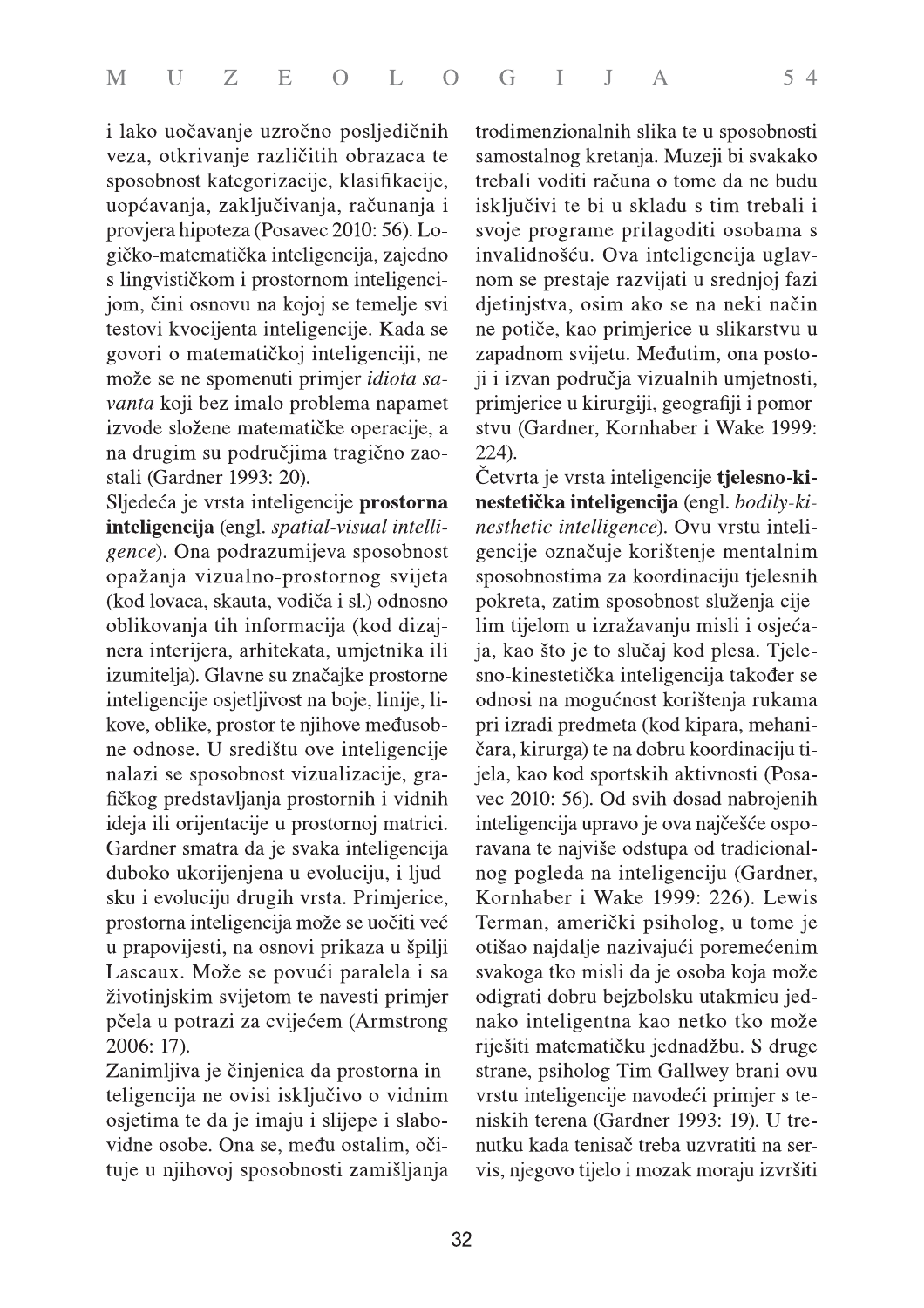i lako uočavanje uzročno-posljedičnih veza, otkrivanje različitih obrazaca te sposobnost kategorizacije, klasifikacije, uopćavanja, zaključivanja, računanja i provjera hipoteza (Posavec 2010: 56). Logičko-matematička inteligencija, zajedno s lingvističkom i prostornom inteligencijom, čini osnovu na kojoj se temelje svi testovi kvocijenta inteligencije. Kada se govori o matematičkoj inteligenciji, ne može se ne spomenuti primjer *idiota savanta* koji bez imalo problema napamet izvode složene matematičke operacije, a na drugim su područjima tragično zaostali (Gardner 1993: 20).

Sljedeća je vrsta inteligencije **prostorna inteligencija** (engl. *spatial-visual intelligence*). Ona podrazumijeva sposobnost opažanja vizualno-prostornog svijeta (kod lovaca, skauta, vodiča i sl.) odnosno oblikovanja tih informacija (kod dizajnera interijera, arhitekata, umjetnika ili izumitelja). Glavne su značajke prostorne inteligencije osjetljivost na boje, linije, likove, oblike, prostor te njihove međusobne odnose. U središtu ove inteligencije nalazi se sposobnost vizualizacije, grafičkog predstavljanja prostornih i vidnih ideja ili orijentacije u prostornoj matrici. Gardner smatra da je svaka inteligencija duboko ukorijenjena u evoluciju, i ljudsku i evoluciju drugih vrsta. Primjerice, prostorna inteligencija može se uočiti već u prapovijesti, na osnovi prikaza u špilji Lascaux. Može se povući paralela i sa životinjskim svijetom te navesti primjer pčela u potrazi za cvijećem (Armstrong 2006: 17).

Zanimljiva je činjenica da prostorna inteligencija ne ovisi isključivo o vidnim osjetima te da je imaju i slijepe i slabovidne osobe. Ona se, među ostalim, očituje u njihovoj sposobnosti zamišljanja trodimenzionalnih slika te u sposobnosti samostalnog kretanja. Muzeji bi svakako trebali voditi računa o tome da ne budu isključivi te bi u skladu s tim trebali i svoje programe prilagoditi osobama s invalidnošću. Ova inteligencija uglavnom se prestaje razvijati u srednjoj fazi djetinjstva, osim ako se na neki način ne potiče, kao primjerice u slikarstvu u zapadnom svijetu. Međutim, ona postoji i izvan područja vizualnih umjetnosti, primjerice u kirurgiji, geografiji i pomorstvu (Gardner, Kornhaber i Wake 1999: 224).

Četvrta je vrsta inteligencije **tjelesno-kinestetička inteligencija** (engl. *bodily-kinesthetic intelligence*). Ovu vrstu inteligencije označuje korištenje mentalnim sposobnostima za koordinaciju tjelesnih pokreta, zatim sposobnost služenja cijelim tijelom u izražavanju misli i osjećaja, kao što je to slučaj kod plesa. Tjelesno-kinestetička inteligencija također se odnosi na mogućnost korištenja rukama pri izradi predmeta (kod kipara, mehaničara, kirurga) te na dobru koordinaciju tijela, kao kod sportskih aktivnosti (Posavec 2010: 56). Od svih dosad nabrojenih inteligencija upravo je ova najčešće osporavana te najviše odstupa od tradicionalnog pogleda na inteligenciju (Gardner, Kornhaber i Wake 1999: 226). Lewis Terman, američki psiholog, u tome je otišao najdalje nazivajući poremećenim svakoga tko misli da je osoba koja može odigrati dobru bejzbolsku utakmicu jednako inteligentna kao netko tko može riješiti matematičku jednadžbu. S druge strane, psiholog Tim Gallwey brani ovu vrstu inteligencije navodeći primjer s teniskih terena (Gardner 1993: 19). U trenutku kada tenisač treba uzvratiti na servis, njegovo tijelo i mozak moraju izvršiti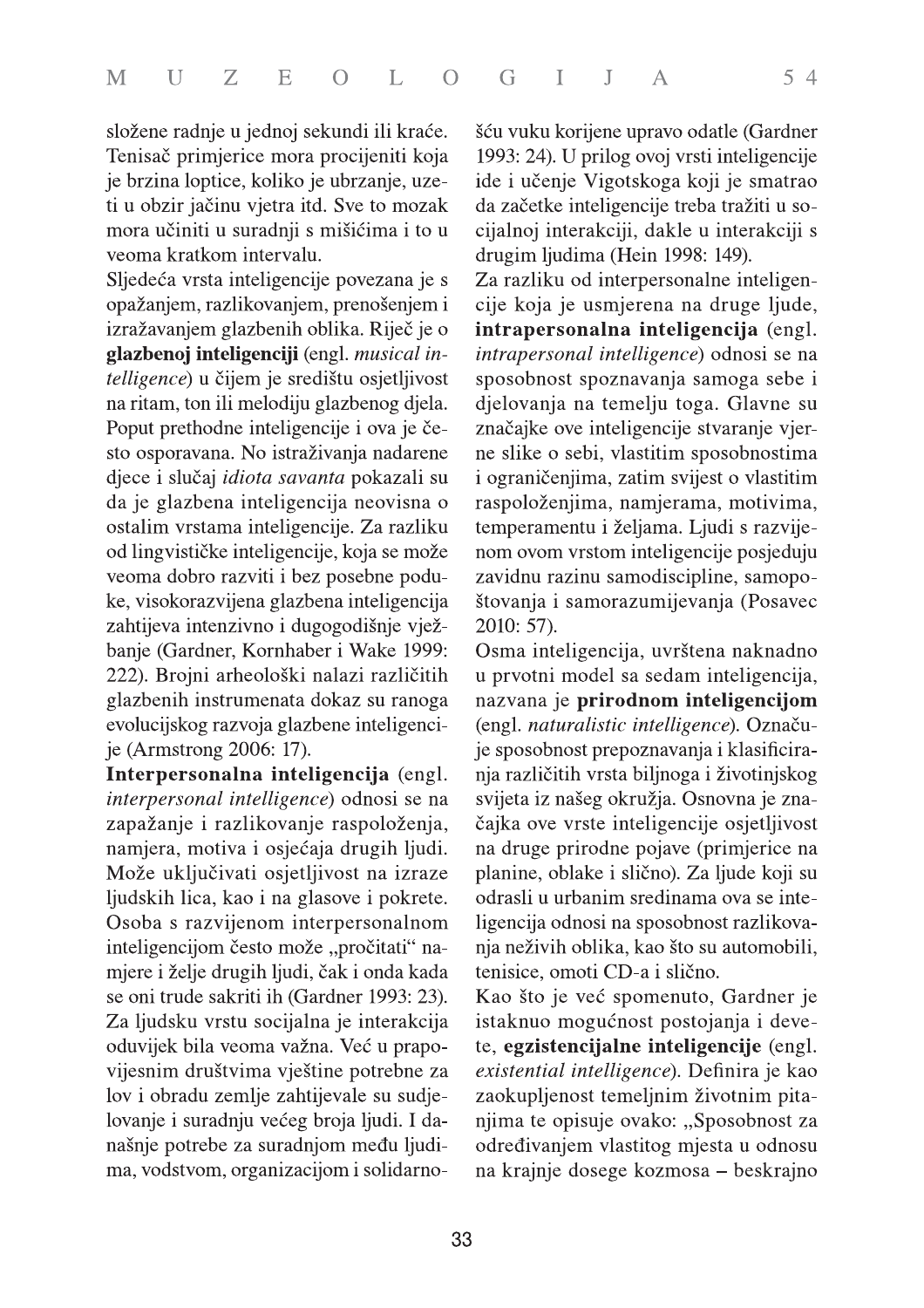složene radnje u jednoj sekundi ili kraće. Tenisač primjerice mora procijeniti koja je brzina loptice, koliko je ubrzanje, uzeti u obzir jačinu vjetra itd. Sve to mozak mora učiniti u suradnji s mišićima i to u veoma kratkom intervalu.

Sljedeća vrsta inteligencije povezana je s opažanjem, razlikovanjem, prenošenjem i izražavanjem glazbenih oblika. Riječ je o **glazbenoj inteligenciji** (engl. *musical intelligence*) u čijem je središtu osjetljivost na ritam, ton ili melodiju glazbenog djela. Poput prethodne inteligencije i ova je često osporavana. No istraživanja nadarene djece i slučaj *idiota savanta* pokazali su da je glazbena inteligencija neovisna o ostalim vrstama inteligencije. Za razliku od lingvističke inteligencije, koja se može veoma dobro razviti i bez posebne poduke, visokorazvijena glazbena inteligencija zahtijeva intenzivno i dugogodišnje vježbanje (Gardner, Kornhaber i Wake 1999: 222). Brojni arheološki nalazi različitih glazbenih instrumenata dokaz su ranoga evolucijskog razvoja glazbene inteligencije (Armstrong 2006: 17).

**Interpersonalna inteligencija** (engl. *interpersonal intelligence*) odnosi se na zapažanje i razlikovanje raspoloženja, namjera, motiva i osjećaja drugih ljudi. Može uključivati osjetljivost na izraze ljudskih lica, kao i na glasove i pokrete. Osoba s razvijenom interpersonalnom inteligencijom često može „pročitati" namjere i želje drugih ljudi, čak i onda kada se oni trude sakriti ih (Gardner 1993: 23). Za ljudsku vrstu socijalna je interakcija oduvijek bila veoma važna. Već u prapovijesnim društvima vještine potrebne za lov i obradu zemlje zahtijevale su sudjelovanje i suradnju većeg broja ljudi. I današnje potrebe za suradnjom među ljudima, vodstvom, organizacijom i solidarnošću vuku korijene upravo odatle (Gardner 1993: 24). U prilog ovoj vrsti inteligencije ide i učenje Vigotskoga koji je smatrao da začetke inteligencije treba tražiti u socijalnoj interakciji, dakle u interakciji s drugim ljudima (Hein 1998: 149).

Za razliku od interpersonalne inteligencije koja je usmjerena na druge ljude, **intrapersonalna inteligencija** (engl. *intrapersonal intelligence*) odnosi se na sposobnost spoznavanja samoga sebe i djelovanja na temelju toga. Glavne su značajke ove inteligencije stvaranje vjerne slike o sebi, vlastitim sposobnostima i ograničenjima, zatim svijest o vlastitim raspoloženjima, namjerama, motivima, temperamentu i željama. Ljudi s razvijenom ovom vrstom inteligencije posjeduju zavidnu razinu samodiscipline, samopoštovanja i samorazumijevanja (Posavec 2010: 57).

Osma inteligencija, uvrštena naknadno u prvotni model sa sedam inteligencija, nazvana je **prirodnom inteligencijom** (engl. *naturalistic intelligence*). Označuje sposobnost prepoznavanja i klasificiranja različitih vrsta biljnoga i životinjskog svijeta iz našeg okružja. Osnovna je značajka ove vrste inteligencije osjetljivost na druge prirodne pojave (primjerice na planine, oblake i slično). Za ljude koji su odrasli u urbanim sredinama ova se inteligencija odnosi na sposobnost razlikovanja neživih oblika, kao što su automobili, tenisice, omoti CD-a i slično.

Kao što je već spomenuto, Gardner je istaknuo mogućnost postojanja i devete, **egzistencijalne inteligencije** (engl. *existential intelligence*). Definira je kao zaokupljenost temeljnim životnim pitanjima te opisuje ovako: „Sposobnost za određivanjem vlastitog mjesta u odnosu na krajnje dosege kozmosa – beskrajno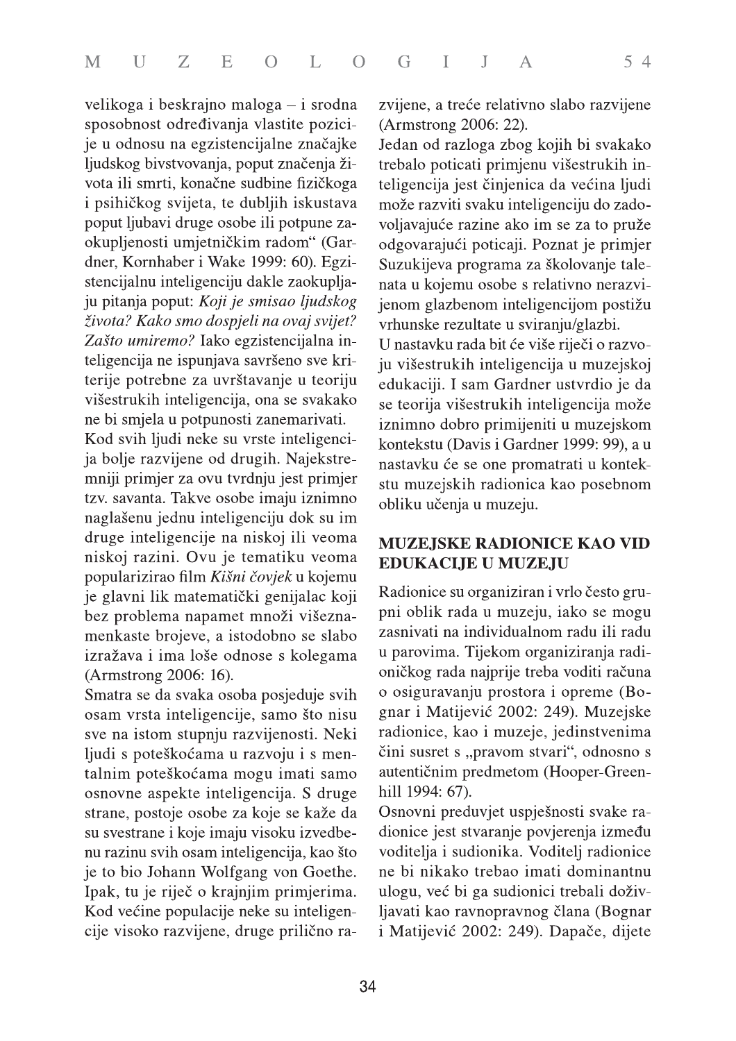velikoga i beskrajno maloga – i srodna sposobnost određivanja vlastite pozicije u odnosu na egzistencijalne značajke ljudskog bivstvovanja, poput značenja života ili smrti, konačne sudbine fizičkoga i psihičkog svijeta, te dubljih iskustava poput ljubavi druge osobe ili potpune zaokupljenosti umjetničkim radom" (Gardner, Kornhaber i Wake 1999: 60). Egzistencijalnu inteligenciju dakle zaokupljaju pitanja poput: *Koji je smisao ljudskog života? Kako smo dospjeli na ovaj svijet? Zašto umiremo?* Iako egzistencijalna inteligencija ne ispunjava savršeno sve kriterije potrebne za uvrštavanje u teoriju višestrukih inteligencija, ona se svakako ne bi smjela u potpunosti zanemarivati.

Kod svih ljudi neke su vrste inteligencija bolje razvijene od drugih. Najekstremniji primjer za ovu tvrdnju jest primjer tzv. savanta. Takve osobe imaju iznimno naglašenu jednu inteligenciju dok su im druge inteligencije na niskoj ili veoma niskoj razini. Ovu je tematiku veoma popularizirao film *Kišni čovjek* u kojemu je glavni lik matematički genijalac koji bez problema napamet množi višeznamenkaste brojeve, a istodobno se slabo izražava i ima loše odnose s kolegama (Armstrong 2006: 16).

Smatra se da svaka osoba posjeduje svih osam vrsta inteligencije, samo što nisu sve na istom stupnju razvijenosti. Neki ljudi s poteškoćama u razvoju i s mentalnim poteškoćama mogu imati samo osnovne aspekte inteligencija. S druge strane, postoje osobe za koje se kaže da su svestrane i koje imaju visoku izvedbenu razinu svih osam inteligencija, kao što je to bio Johann Wolfgang von Goethe. Ipak, tu je riječ o krajnjim primjerima. Kod većine populacije neke su inteligencije visoko razvijene, druge prilično razvijene, a treće relativno slabo razvijene (Armstrong 2006: 22).

Jedan od razloga zbog kojih bi svakako trebalo poticati primjenu višestrukih inteligencija jest činjenica da većina ljudi može razviti svaku inteligenciju do zadovoljavajuće razine ako im se za to pruže odgovarajući poticaji. Poznat je primjer Suzukijeva programa za školovanje talenata u kojemu osobe s relativno nerazvijenom glazbenom inteligencijom postižu vrhunske rezultate u sviranju/glazbi.

U nastavku rada bit će više riječi o razvoju višestrukih inteligencija u muzejskoj edukaciji. I sam Gardner ustvrdio je da se teorija višestrukih inteligencija može iznimno dobro primijeniti u muzejskom kontekstu (Davis i Gardner 1999: 99), a u nastavku će se one promatrati u kontekstu muzejskih radionica kao posebnom obliku učenja u muzeju.

## MUZEJSKE RADIONICE KAO VID EDUKACIJE U MUZEJU

Radionice su organiziran i vrlo često grupni oblik rada u muzeju, iako se mogu zasnivati na individualnom radu ili radu u parovima. Tijekom organiziranja radioničkog rada najprije treba voditi računa o osiguravanju prostora i opreme (Bognar i Matijević 2002: 249). Muzejske radionice, kao i muzeje, jedinstvenima čini susret s „pravom stvari", odnosno s autentičnim predmetom (Hooper-Greenhill 1994: 67).

Osnovni preduvjet uspješnosti svake radionice jest stvaranje povjerenja između voditelja i sudionika. Voditelj radionice ne bi nikako trebao imati dominantnu ulogu, već bi ga sudionici trebali doživljavati kao ravnopravnog člana (Bognar i Matijević 2002: 249). Dapače, dijete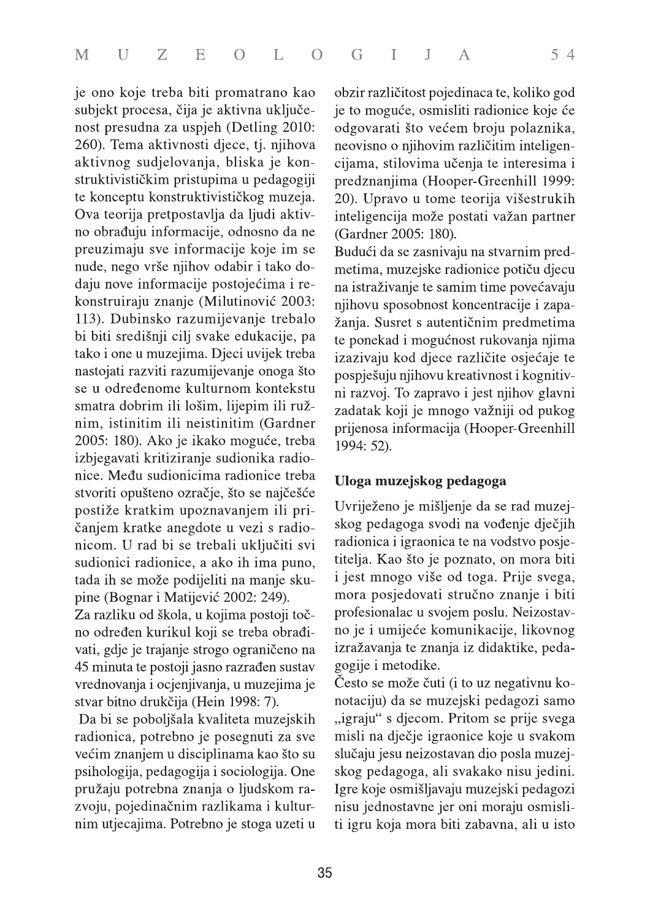je ono koje treba biti promatrano kao subjekt procesa, čija je aktivna uključenost presudna za uspjeh (Detling 2010: 260). Tema aktivnosti djece, tj. njihova aktivnog sudjelovanja, bliska je konstruktivističkim pristupima u pedagogiji te konceptu konstruktivističkog muzeja. Ova teorija pretpostavlja da ljudi aktivno obrađuju informacije, odnosno da ne preuzimaju sve informacije koje im se nude, nego vrše njihov odabir i tako dodaju nove informacije postojećima i rekonstruiraju znanje (Milutinović 2003: 113). Dubinsko razumijevanje trebalo bi biti središnji cilj svake edukacije, pa tako i one u muzejima. Djeci uvijek treba nastojati razviti razumijevanje onoga što se u određenome kulturnom kontekstu smatra dobrim ili lošim, lijepim ili ružnim, istinitim ili neistinitim (Gardner 2005: 180). Ako je ikako moguće, treba izbjegavati kritiziranje sudionika radionice. Među sudionicima radionice treba stvoriti opušteno ozračje, što se najčešće postiže kratkim upoznavanjem ili pričanjem kratke anegdote u vezi s radionicom. U rad bi se trebali uključiti svi sudionici radionice, a ako ih ima puno, tada ih se može podijeliti na manje skupine (Bognar i Matijević 2002: 249).

Za razliku od škola, u kojima postoji točno određen kurikul koji se treba obrađivati, gdje je trajanje strogo ograničeno na 45 minuta te postoji jasno razrađen sustav vrednovanja i ocjenjivanja, u muzejima je stvar bitno drukčija (Hein 1998: 7).

Da bi se poboljšala kvaliteta muzejskih radionica, potrebno je posegnuti za sve većim znanjem u disciplinama kao što su psihologija, pedagogija i sociologija. One pružaju potrebna znanja o ljudskom razvoju, pojedinačnim razlikama i kulturnim utjecajima. Potrebno je stoga uzeti u obzir različitost pojedinaca te, koliko god je to moguće, osmisliti radionice koje će odgovarati što većem broju polaznika, neovisno o njihovim različitim inteligencijama, stilovima učenja te interesima i predznanjima (Hooper-Greenhill 1999: 20). Upravo u tome teorija višestrukih inteligencija može postati važan partner (Gardner 2005: 180).

Budući da se zasnivaju na stvarnim predmetima, muzejske radionice potiču djecu na istraživanje te samim time povećavaju njihovu sposobnost koncentracije i zapažanja. Susret s autentičnim predmetima te ponekad i mogućnost rukovanja njima izazivaju kod djece različite osjećaje te pospješuju njihovu kreativnost i kognitivni razvoj. To zapravo i jest njihov glavni zadatak koji je mnogo važniji od pukog prijenosa informacija (Hooper-Greenhill 1994: 52).

### Uloga muzejskog pedagoga

Uvriježeno je mišljenje da se rad muzejskog pedagoga svodi na vođenje dječjih radionica i igraonica te na vodstvo posjetitelja. Kao što je poznato, on mora biti i jest mnogo više od toga. Prije svega, mora posjedovati stručno znanje i biti profesionalac u svojem poslu. Neizostavno je i umijeće komunikacije, likovnog izražavanja te znanja iz didaktike, pedagogije i metodike.

Često se može čuti (i to uz negativnu konotaciju) da se muzejski pedagozi samo „igraju" s djecom. Pritom se prije svega misli na dječje igraonice koje u svakom slučaju jesu neizostavan dio posla muzejskog pedagoga, ali svakako nisu jedini. Igre koje osmišljavaju muzejski pedagozi nisu jednostavne jer oni moraju osmisliti igru koja mora biti zabavna, ali u isto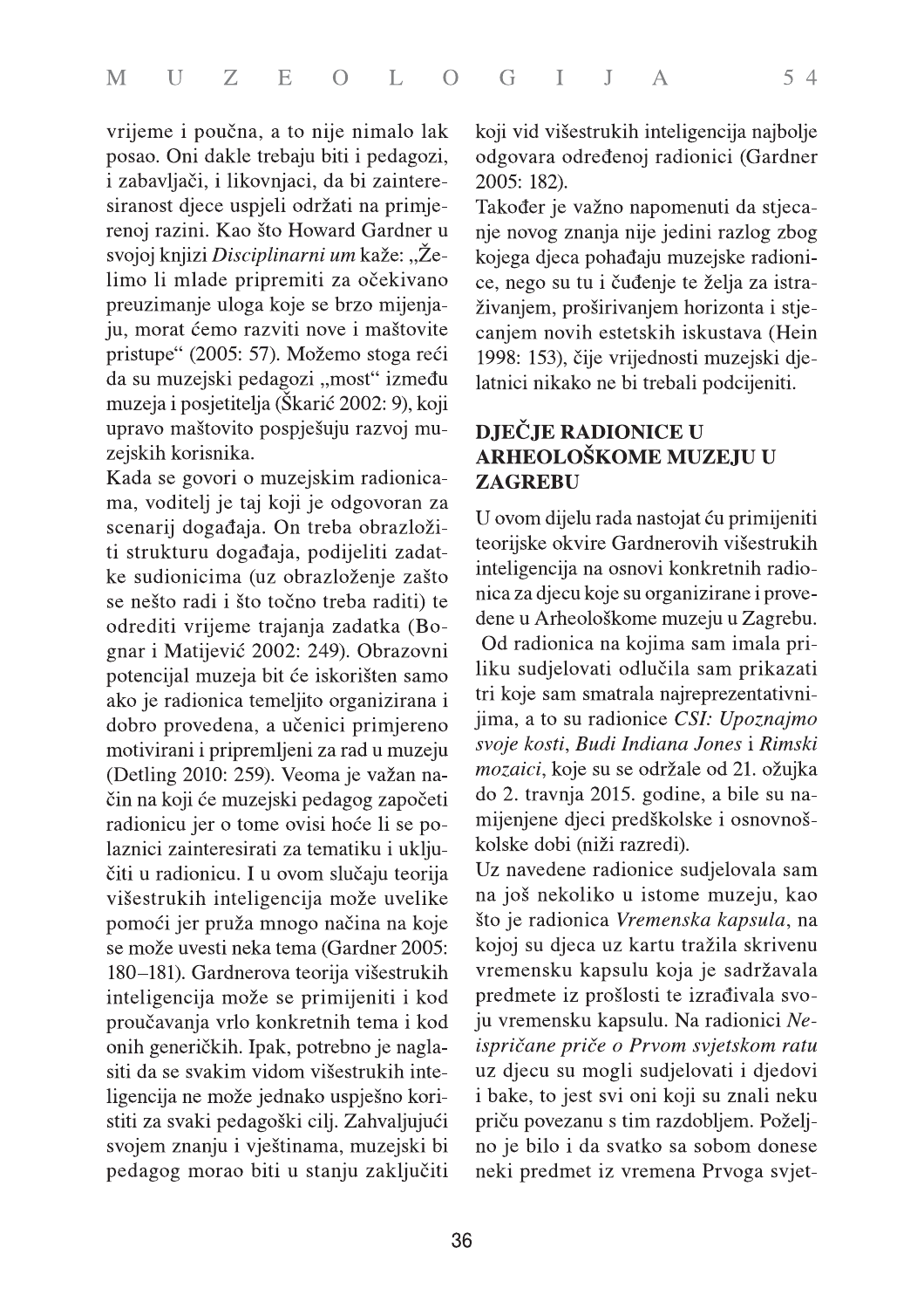vrijeme i poučna, a to nije nimalo lak posao. Oni dakle trebaju biti i pedagozi, i zabavljači, i likovnjaci, da bi zainteresiranost djece uspjeli održati na primjerenoj razini. Kao što Howard Gardner u svojoj knjizi *Disciplinarni um* kaže: „Želimo li mlade pripremiti za očekivano preuzimanje uloga koje se brzo mijenjaju, morat ćemo razviti nove i maštovite pristupe" (2005: 57). Možemo stoga reći da su muzejski pedagozi „most" između muzeja i posjetitelja (Škarić 2002: 9), koji upravo maštovito pospješuju razvoj muzejskih korisnika.

Kada se govori o muzejskim radionicama, voditelj je taj koji je odgovoran za scenarij događaja. On treba obrazložiti strukturu događaja, podijeliti zadatke sudionicima (uz obrazloženje zašto se nešto radi i što točno treba raditi) te odrediti vrijeme trajanja zadatka (Bognar i Matijević 2002: 249). Obrazovni potencijal muzeja bit će iskorišten samo ako je radionica temeljito organizirana i dobro provedena, a učenici primjereno motivirani i pripremljeni za rad u muzeju (Detling 2010: 259). Veoma je važan način na koji će muzejski pedagog započeti radionicu jer o tome ovisi hoće li se polaznici zainteresirati za tematiku i uključiti u radionicu. I u ovom slučaju teorija višestrukih inteligencija može uvelike pomoći jer pruža mnogo načina na koje se može uvesti neka tema (Gardner 2005: 180–181). Gardnerova teorija višestrukih inteligencija može se primijeniti i kod proučavanja vrlo konkretnih tema i kod onih generičkih. Ipak, potrebno je naglasiti da se svakim vidom višestrukih inteligencija ne može jednako uspješno koristiti za svaki pedagoški cilj. Zahvaljujući svojem znanju i vještinama, muzejski bi pedagog morao biti u stanju zaključiti koji vid višestrukih inteligencija najbolje odgovara određenoj radionici (Gardner 2005: 182).

Također je važno napomenuti da stjecanje novog znanja nije jedini razlog zbog kojega djeca pohađaju muzejske radionice, nego su tu i čuđenje te želja za istraživanjem, proširivanjem horizonta i stjecanjem novih estetskih iskustava (Hein 1998: 153), čije vrijednosti muzejski djelatnici nikako ne bi trebali podcijeniti.

## DJEČJE RADIONICE U ARHEOLOŠKOME MUZEJU U ZAGREBU

U ovom dijelu rada nastojat ću primijeniti teorijske okvire Gardnerovih višestrukih inteligencija na osnovi konkretnih radionica za djecu koje su organizirane i provedene u Arheološkome muzeju u Zagrebu.

Od radionica na kojima sam imala priliku sudjelovati odlučila sam prikazati tri koje sam smatrala najreprezentativnijima, a to su radionice *CSI: Upoznajmo svoje kosti*, *Budi Indiana Jones* i *Rimski mozaici*, koje su se održale od 21. ožujka do 2. travnja 2015. godine, a bile su namijenjene djeci predškolske i osnovnoškolske dobi (niži razredi).

Uz navedene radionice sudjelovala sam na još nekoliko u istome muzeju, kao što je radionica *Vremenska kapsula*, na kojoj su djeca uz kartu tražila skrivenu vremensku kapsulu koja je sadržavala predmete iz prošlosti te izrađivala svoju vremensku kapsulu. Na radionici *Neispričane priče o Prvom svjetskom ratu* uz djecu su mogli sudjelovati i djedovi i bake, to jest svi oni koji su znali neku priču povezanu s tim razdobljem. Poželjno je bilo i da svatko sa sobom donese neki predmet iz vremena Prvoga svjet-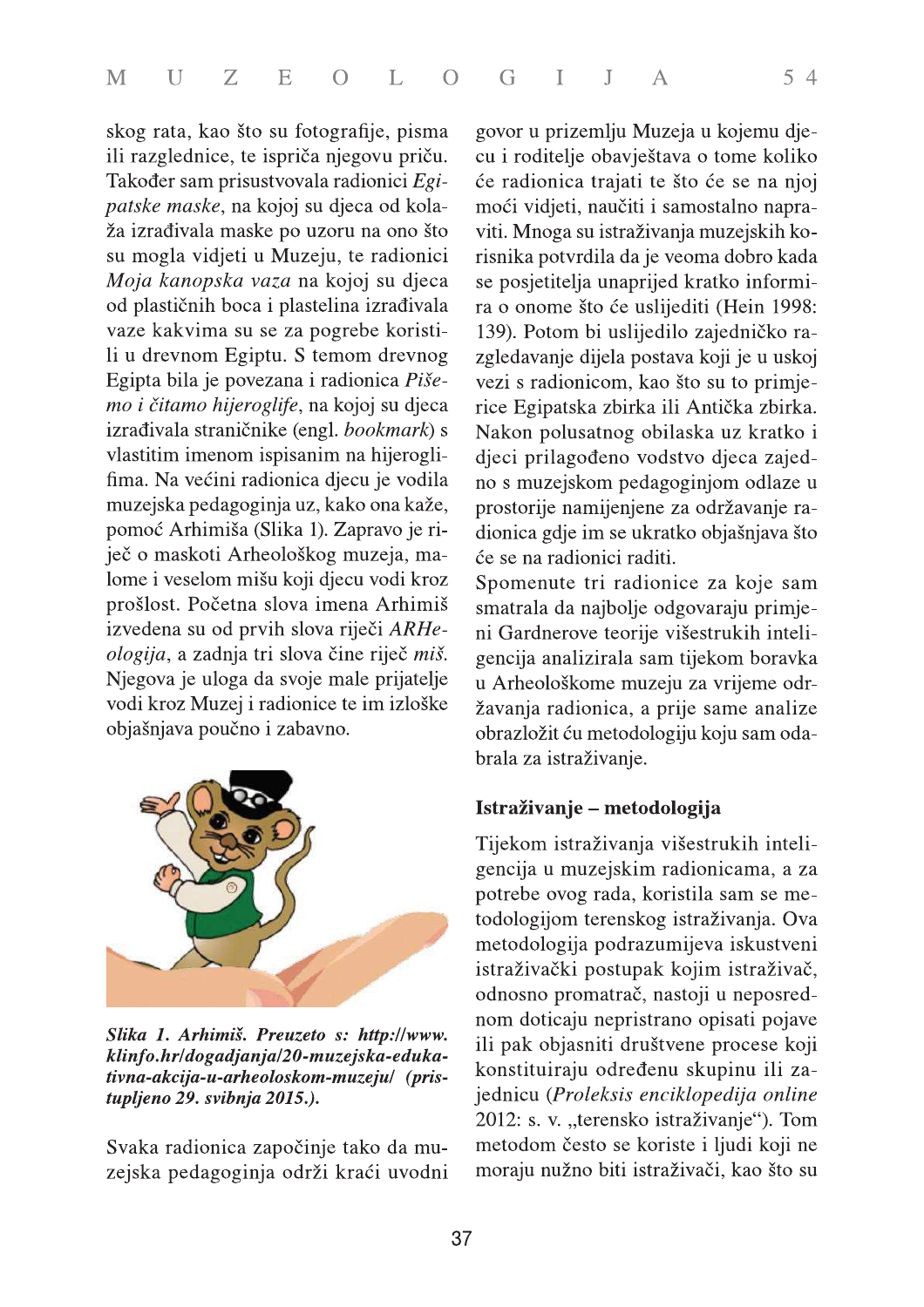skog rata, kao što su fotografije, pisma ili razglednice, te ispriča njegovu priču. Također sam prisustvovala radionici *Egipatske maske*, na kojoj su djeca od kolaža izrađivala maske po uzoru na ono što su mogla vidjeti u Muzeju, te radionici *Moja kanopska vaza* na kojoj su djeca od plastičnih boca i plastelina izrađivala vaze kakvima su se za pogrebe koristili u drevnom Egiptu. S temom drevnog Egipta bila je povezana i radionica *Pišemo i čitamo hijeroglife*, na kojoj su djeca izrađivala straničnike (engl. *bookmark*) s vlastitim imenom ispisanim na hijeroglifima. Na većini radionica djecu je vodila muzejska pedagoginja uz, kako ona kaže, pomoć Arhimiša (Slika 1). Zapravo je riječ o maskoti Arheološkog muzeja, malome i veselom mišu koji djecu vodi kroz prošlost. Početna slova imena Arhimiš izvedena su od prvih slova riječi *ARHeologija*, a zadnja tri slova čine riječ *miš*. Njegova je uloga da svoje male prijatelje vodi kroz Muzej i radionice te im izloške objašnjava poučno i zabavno.

***Slika 1. Arhimiš. Preuzeto s: http://www.klinfo.hr/dogadjanja/20-muzejska-edukativna-akcija-u-arheoloskom-muzeju/ (pristupljeno 29. svibnja 2015.).***

Svaka radionica započinje tako da muzejska pedagoginja održi kraći uvodni govor u prizemlju Muzeja u kojemu djecu i roditelje obavještava o tome koliko će radionica trajati te što će se na njoj moći vidjeti, naučiti i samostalno napraviti. Mnoga su istraživanja muzejskih korisnika potvrdila da je veoma dobro kada se posjetitelja unaprijed kratko informira o onome što će uslijediti (Hein 1998: 139). Potom bi uslijedilo zajedničko razgledavanje dijela postava koji je u uskoj vezi s radionicom, kao što su to primjerice Egipatska zbirka ili Antička zbirka. Nakon polusatnog obilaska uz kratko i djeci prilagođeno vodstvo djeca zajedno s muzejskom pedagoginjom odlaze u prostorije namijenjene za održavanje radionica gdje im se ukratko objašnjava što će se na radionici raditi.

Spomenute tri radionice za koje sam smatrala da najbolje odgovaraju primjeni Gardnerove teorije višestrukih inteligencija analizirala sam tijekom boravka u Arheološkome muzeju za vrijeme održavanja radionica, a prije same analize obrazložit ću metodologiju koju sam odabrala za istraživanje.

## Istraživanje – metodologija

Tijekom istraživanja višestrukih inteligencija u muzejskim radionicama, a za potrebe ovog rada, koristila sam se metodologijom terenskog istraživanja. Ova metodologija podrazumijeva iskustveni istraživački postupak kojim istraživač, odnosno promatrač, nastoji u neposrednom doticaju nepristrano opisati pojave ili pak objasniti društvene procese koji konstituiraju određenu skupinu ili zajednicu (*Proleksis enciklopedija online* 2012: s. v. „terensko istraživanje"). Tom metodom često se koriste i ljudi koji ne moraju nužno biti istraživači, kao što su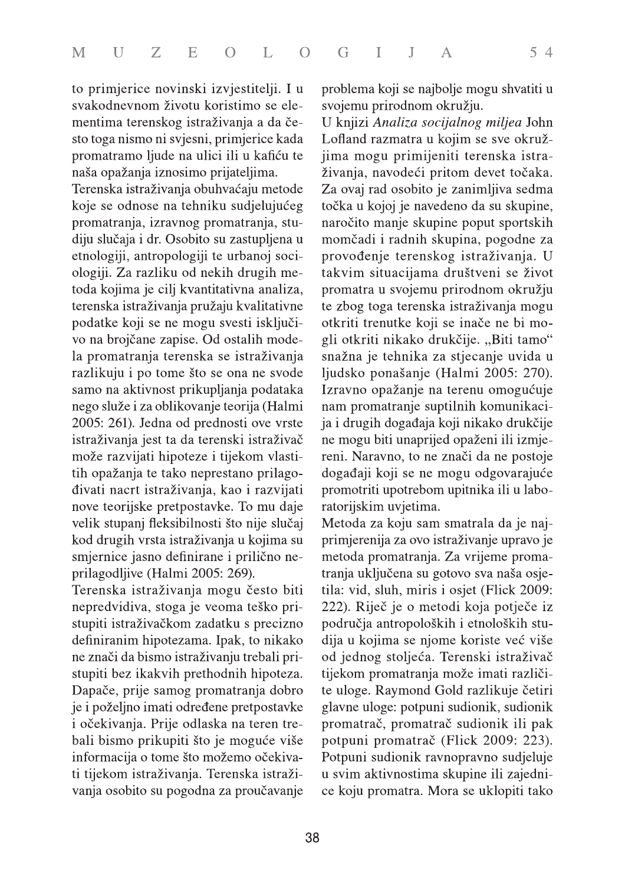to primjerice novinski izvjestitelji. I u svakodnevnom životu koristimo se elementima terenskog istraživanja a da često toga nismo ni svjesni, primjerice kada promatramo ljude na ulici ili u kafiću te naša opažanja iznosimo prijateljima.

Terenska istraživanja obuhvaćaju metode koje se odnose na tehniku sudjelujućeg promatranja, izravnog promatranja, studiju slučaja i dr. Osobito su zastupljena u etnologiji, antropologiji te urbanoj sociologiji. Za razliku od nekih drugih metoda kojima je cilj kvantitativna analiza, terenska istraživanja pružaju kvalitativne podatke koji se ne mogu svesti isključivo na brojčane zapise. Od ostalih modela promatranja terenska se istraživanja razlikuju i po tome što se ona ne svode samo na aktivnost prikupljanja podataka nego služe i za oblikovanje teorija (Halmi 2005: 261). Jedna od prednosti ove vrste istraživanja jest ta da terenski istraživač može razvijati hipoteze i tijekom vlastitih opažanja te tako neprestano prilagođivati nacrt istraživanja, kao i razvijati nove teorijske pretpostavke. To mu daje velik stupanj fleksibilnosti što nije slučaj kod drugih vrsta istraživanja u kojima su smjernice jasno definirane i prilično neprilagodljive (Halmi 2005: 269).

Terenska istraživanja mogu često biti nepredvidiva, stoga je veoma teško pristupiti istraživačkom zadatku s precizno definiranim hipotezama. Ipak, to nikako ne znači da bismo istraživanju trebali pristupiti bez ikakvih prethodnih hipoteza. Dapače, prije samog promatranja dobro je i poželjno imati određene pretpostavke i očekivanja. Prije odlaska na teren trebali bismo prikupiti što je moguće više informacija o tome što možemo očekivati tijekom istraživanja. Terenska istraživanja osobito su pogodna za proučavanje problema koji se najbolje mogu shvatiti u svojemu prirodnom okružju.

U knjizi *Analiza socijalnog miljea* John Lofland razmatra u kojim se sve okružjima mogu primijeniti terenska istraživanja, navodeći pritom devet točaka. Za ovaj rad osobito je zanimljiva sedma točka u kojoj je navedeno da su skupine, naročito manje skupine poput sportskih momčadi i radnih skupina, pogodne za provođenje terenskog istraživanja. U takvim situacijama društveni se život promatra u svojemu prirodnom okružju te zbog toga terenska istraživanja mogu otkriti trenutke koji se inače ne bi mogli otkriti nikako drukčije. „Biti tamo" snažna je tehnika za stjecanje uvida u ljudsko ponašanje (Halmi 2005: 270). Izravno opažanje na terenu omogućuje nam promatranje suptilnih komunikacija i drugih događaja koji nikako drukčije ne mogu biti unaprijed opaženi ili izmjereni. Naravno, to ne znači da ne postoje događaji koji se ne mogu odgovarajuće promotriti upotrebom upitnika ili u laboratorijskim uvjetima.

Metoda za koju sam smatrala da je najprimjerenija za ovo istraživanje upravo je metoda promatranja. Za vrijeme promatranja uključena su gotovo sva naša osjetila: vid, sluh, miris i osjet (Flick 2009: 222). Riječ je o metodi koja potječe iz područja antropoloških i etnoloških studija u kojima se njome koriste već više od jednog stoljeća. Terenski istraživač tijekom promatranja može imati različite uloge. Raymond Gold razlikuje četiri glavne uloge: potpuni sudionik, sudionik promatrač, promatrač sudionik ili pak potpuni promatrač (Flick 2009: 223). Potpuni sudionik ravnopravno sudjeluje u svim aktivnostima skupine ili zajednice koju promatra. Mora se uklopiti tako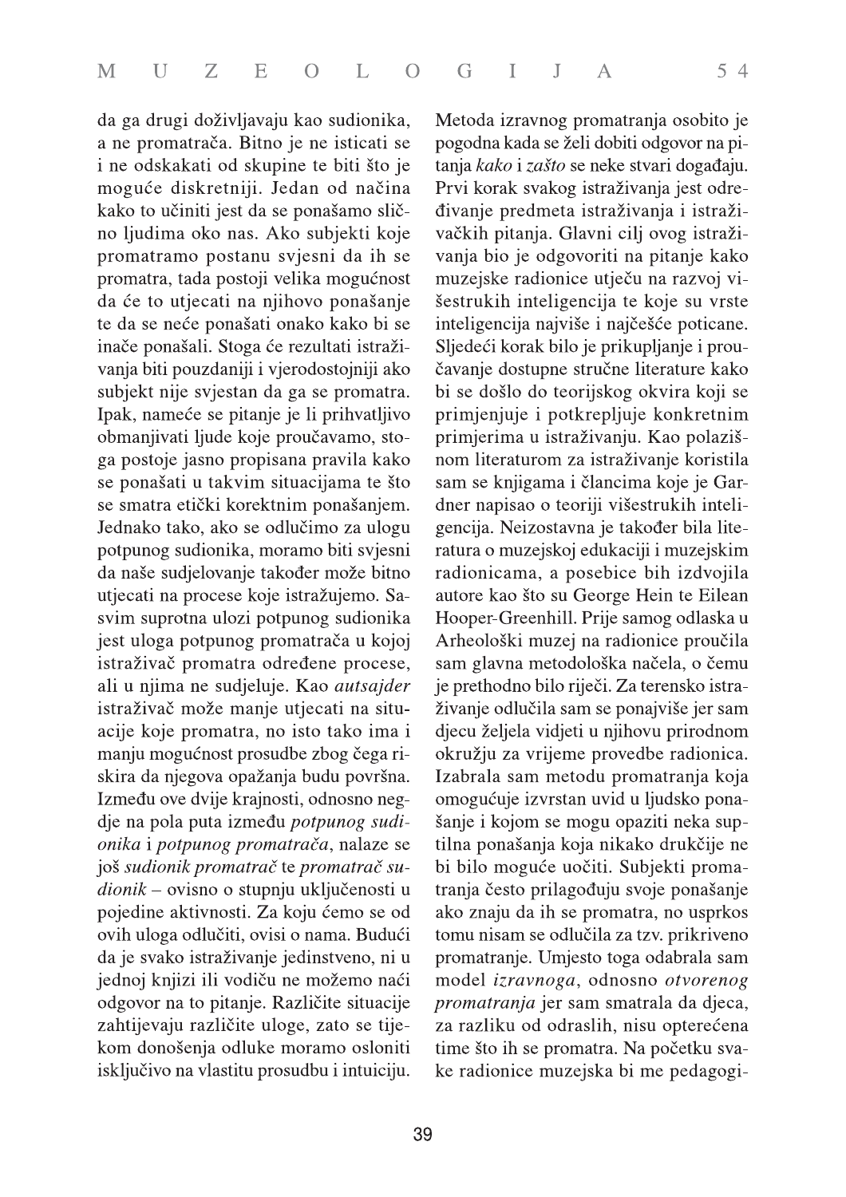da ga drugi doživljavaju kao sudionika, a ne promatrača. Bitno je ne isticati se i ne odskakati od skupine te biti što je moguće diskretniji. Jedan od načina kako to učiniti jest da se ponašamo slično ljudima oko nas. Ako subjekti koje promatramo postanu svjesni da ih se promatra, tada postoji velika mogućnost da će to utjecati na njihovo ponašanje te da se neće ponašati onako kako bi se inače ponašali. Stoga će rezultati istraživanja biti pouzdaniji i vjerodostojniji ako subjekt nije svjestan da ga se promatra. Ipak, nameće se pitanje je li prihvatljivo obmanjivati ljude koje proučavamo, stoga postoje jasno propisana pravila kako se ponašati u takvim situacijama te što se smatra etički korektnim ponašanjem. Jednako tako, ako se odlučimo za ulogu potpunog sudionika, moramo biti svjesni da naše sudjelovanje također može bitno utjecati na procese koje istražujemo. Sasvim suprotna ulozi potpunog sudionika jest uloga potpunog promatrača u kojoj istraživač promatra određene procese, ali u njima ne sudjeluje. Kao *autsajder* istraživač može manje utjecati na situacije koje promatra, no isto tako ima i manju mogućnost prosudbe zbog čega riskira da njegova opažanja budu površna. Između ove dvije krajnosti, odnosno negdje na pola puta između *potpunog sudionika* i *potpunog promatrača*, nalaze se još *sudionik promatrač* te *promatrač sudionik* – ovisno o stupnju uključenosti u pojedine aktivnosti. Za koju ćemo se od ovih uloga odlučiti, ovisi o nama. Budući da je svako istraživanje jedinstveno, ni u jednoj knjizi ili vodiču ne možemo naći odgovor na to pitanje. Različite situacije zahtijevaju različite uloge, zato se tijekom donošenja odluke moramo osloniti isključivo na vlastitu prosudbu i intuiciju.

Metoda izravnog promatranja osobito je pogodna kada se želi dobiti odgovor na pitanja *kako* i *zašto* se neke stvari događaju. Prvi korak svakog istraživanja jest određivanje predmeta istraživanja i istraživačkih pitanja. Glavni cilj ovog istraživanja bio je odgovoriti na pitanje kako muzejske radionice utječu na razvoj višestrukih inteligencija te koje su vrste inteligencija najviše i najčešće poticane. Sljedeći korak bilo je prikupljanje i proučavanje dostupne stručne literature kako bi se došlo do teorijskog okvira koji se primjenjuje i potkrepljuje konkretnim primjerima u istraživanju. Kao polazišnom literaturom za istraživanje koristila sam se knjigama i člancima koje je Gardner napisao o teoriji višestrukih inteligencija. Neizostavna je također bila literatura o muzejskoj edukaciji i muzejskim radionicama, a posebice bih izdvojila autore kao što su George Hein te Eilean Hooper-Greenhill. Prije samog odlaska u Arheološki muzej na radionice proučila sam glavna metodološka načela, o čemu je prethodno bilo riječi. Za terensko istraživanje odlučila sam se ponajviše jer sam djecu željela vidjeti u njihovu prirodnom okružju za vrijeme provedbe radionica. Izabrala sam metodu promatranja koja omogućuje izvrstan uvid u ljudsko ponašanje i kojom se mogu opaziti neka suptilna ponašanja koja nikako drukčije ne bi bilo moguće uočiti. Subjekti promatranja često prilagođuju svoje ponašanje ako znaju da ih se promatra, no usprkos tomu nisam se odlučila za tzv. prikriveno promatranje. Umjesto toga odabrala sam model *izravnoga*, odnosno *otvorenog promatranja* jer sam smatrala da djeca, za razliku od odraslih, nisu opterećena time što ih se promatra. Na početku svake radionice muzejska bi me pedagogi-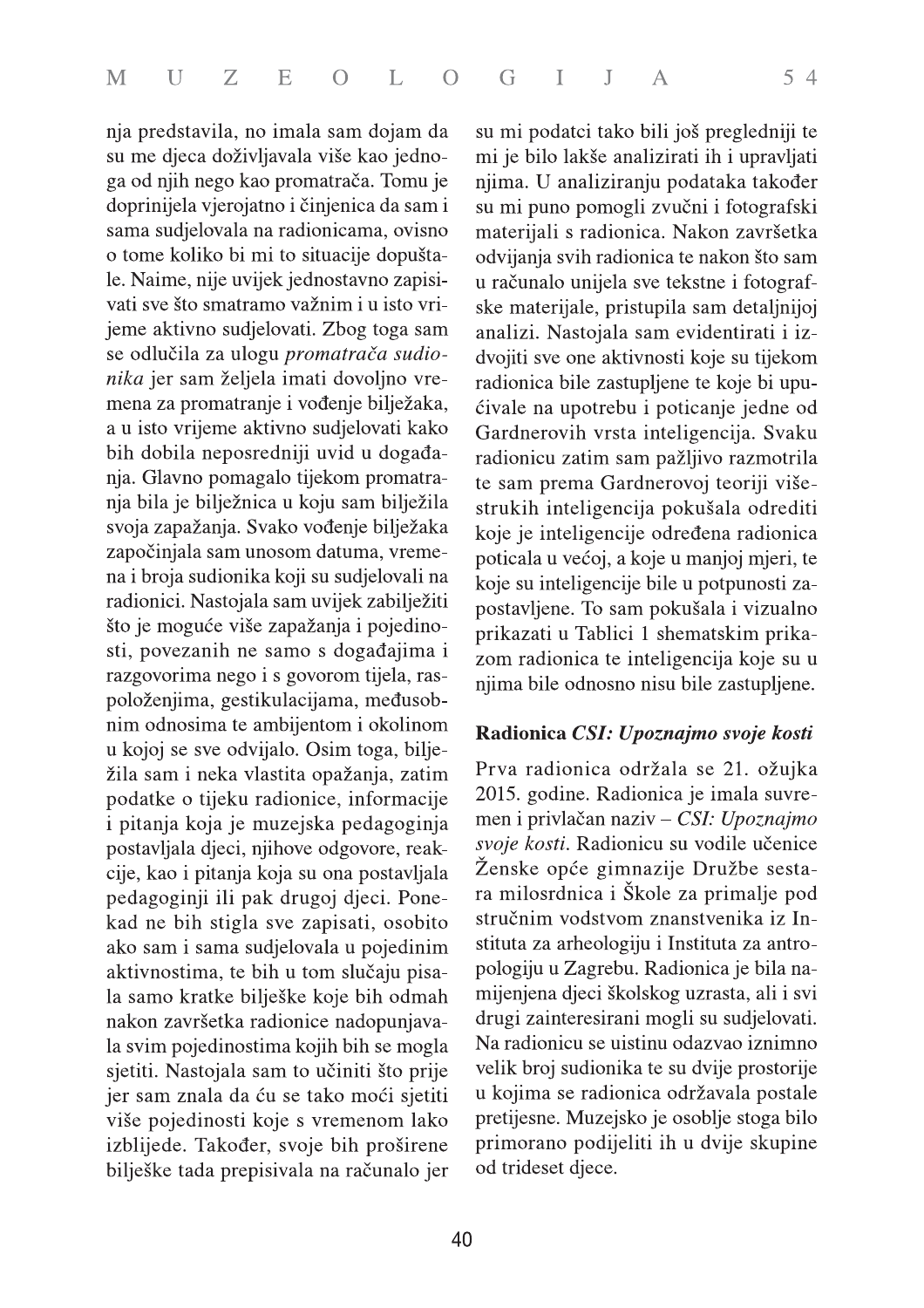nja predstavila, no imala sam dojam da su me djeca doživljavala više kao jednoga od njih nego kao promatrača. Tomu je doprinijela vjerojatno i činjenica da sam i sama sudjelovala na radionicama, ovisno o tome koliko bi mi to situacije dopuštale. Naime, nije uvijek jednostavno zapisivati sve što smatramo važnim i u isto vrijeme aktivno sudjelovati. Zbog toga sam se odlučila za ulogu *promatrača sudionika* jer sam željela imati dovoljno vremena za promatranje i vođenje bilježaka, a u isto vrijeme aktivno sudjelovati kako bih dobila neposredniji uvid u događanja. Glavno pomagalo tijekom promatranja bila je bilježnica u koju sam bilježila svoja zapažanja. Svako vođenje bilježaka započinjala sam unosom datuma, vremena i broja sudionika koji su sudjelovali na radionici. Nastojala sam uvijek zabilježiti što je moguće više zapažanja i pojedinosti, povezanih ne samo s događajima i razgovorima nego i s govorom tijela, raspoloženjima, gestikulacijama, međusobnim odnosima te ambijentom i okolinom u kojoj se sve odvijalo. Osim toga, bilježila sam i neka vlastita opažanja, zatim podatke o tijeku radionice, informacije i pitanja koja je muzejska pedagoginja postavljala djeci, njihove odgovore, reakcije, kao i pitanja koja su ona postavljala pedagoginji ili pak drugoj djeci. Ponekad ne bih stigla sve zapisati, osobito ako sam i sama sudjelovala u pojedinim aktivnostima, te bih u tom slučaju pisala samo kratke bilješke koje bih odmah nakon završetka radionice nadopunjavala svim pojedinostima kojih bih se mogla sjetiti. Nastojala sam to učiniti što prije jer sam znala da ću se tako moći sjetiti više pojedinosti koje s vremenom lako izblijede. Također, svoje bih proširene bilješke tada prepisivala na računalo jer su mi podatci tako bili još pregledniji te mi je bilo lakše analizirati ih i upravljati njima. U analiziranju podataka također su mi puno pomogli zvučni i fotografski materijali s radionica. Nakon završetka odvijanja svih radionica te nakon što sam u računalo unijela sve tekstne i fotografske materijale, pristupila sam detaljnijoj analizi. Nastojala sam evidentirati i izdvojiti sve one aktivnosti koje su tijekom radionica bile zastupljene te koje bi upućivale na upotrebu i poticanje jedne od Gardnerovih vrsta inteligencija. Svaku radionicu zatim sam pažljivo razmotrila te sam prema Gardnerovoj teoriji višestrukih inteligencija pokušala odrediti koje je inteligencije određena radionica poticala u većoj, a koje u manjoj mjeri, te koje su inteligencije bile u potpunosti zapostavljene. To sam pokušala i vizualno prikazati u Tablici 1 shematskim prikazom radionica te inteligencija koje su u njima bile odnosno nisu bile zastupljene.

### Radionica *CSI: Upoznajmo svoje kosti*

Prva radionica održala se 21. ožujka 2015. godine. Radionica je imala suvremen i privlačan naziv – *CSI: Upoznajmo svoje kosti*. Radionicu su vodile učenice Ženske opće gimnazije Družbe sestara milosrdnica i Škole za primalje pod stručnim vodstvom znanstvenika iz Instituta za arheologiju i Instituta za antropologiju u Zagrebu. Radionica je bila namijenjena djeci školskog uzrasta, ali i svi drugi zainteresirani mogli su sudjelovati. Na radionicu se uistinu odazvao iznimno velik broj sudionika te su dvije prostorije u kojima se radionica održavala postale pretijesne. Muzejsko je osoblje stoga bilo primorano podijeliti ih u dvije skupine od trideset djece.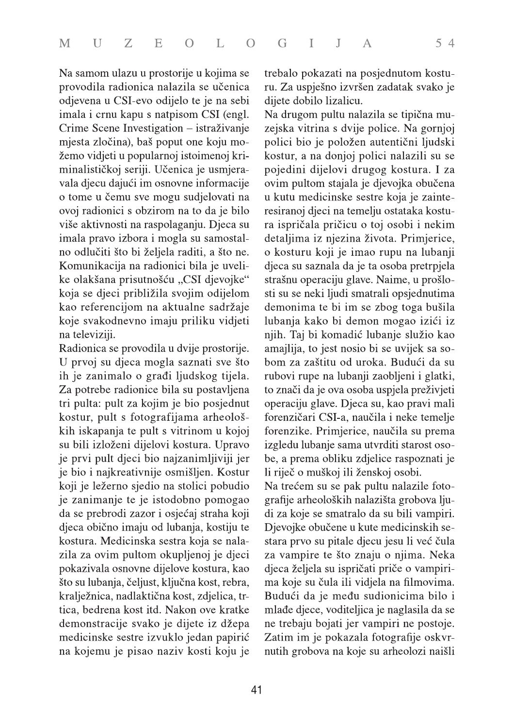Na samom ulazu u prostorije u kojima se provodila radionica nalazila se učenica odjevena u CSI-evo odijelo te je na sebi imala i crnu kapu s natpisom CSI (engl. Crime Scene Investigation – istraživanje mjesta zločina), baš poput one koju možemo vidjeti u popularnoj istoimenoj kriminalističkoj seriji. Učenica je usmjeravala djecu dajući im osnovne informacije o tome u čemu sve mogu sudjelovati na ovoj radionici s obzirom na to da je bilo više aktivnosti na raspolaganju. Djeca su imala pravo izbora i mogla su samostalno odlučiti što bi željela raditi, a što ne. Komunikacija na radionici bila je uvelike olakšana prisutnošću „CSI djevojke" koja se djeci približila svojim odijelom kao referencijom na aktualne sadržaje koje svakodnevno imaju priliku vidjeti na televiziji.

Radionica se provodila u dvije prostorije. U prvoj su djeca mogla saznati sve što ih je zanimalo o građi ljudskog tijela. Za potrebe radionice bila su postavljena tri pulta: pult za kojim je bio posjednut kostur, pult s fotografijama arheoloških iskapanja te pult s vitrinom u kojoj su bili izloženi dijelovi kostura. Upravo je prvi pult djeci bio najzanimljiviji jer je bio i najkreativnije osmišljen. Kostur koji je ležerno sjedio na stolici pobudio je zanimanje te je istodobno pomogao da se prebrodi zazor i osjećaj straha koji djeca obično imaju od lubanja, kostiju te kostura. Medicinska sestra koja se nalazila za ovim pultom okupljenoj je djeci pokazivala osnovne dijelove kostura, kao što su lubanja, čeljust, ključna kost, rebra, kralježnica, nadlaktična kost, zdjelica, trtica, bedrena kost itd. Nakon ove kratke demonstracije svako je dijete iz džepa medicinske sestre izvuklo jedan papirić na kojemu je pisao naziv kosti koju je trebalo pokazati na posjednutom kosturu. Za uspješno izvršen zadatak svako je dijete dobilo lizalicu.

Na drugom pultu nalazila se tipična muzejska vitrina s dvije police. Na gornjoj polici bio je položen autentični ljudski kostur, a na donjoj polici nalazili su se pojedini dijelovi drugog kostura. I za ovim pultom stajala je djevojka obučena u kutu medicinske sestre koja je zainteresiranoj djeci na temelju ostataka kostura ispričala pričicu o toj osobi i nekim detaljima iz njezina života. Primjerice, o kosturu koji je imao rupu na lubanji djeca su saznala da je ta osoba pretrpjela strašnu operaciju glave. Naime, u prošlosti su se neki ljudi smatrali opsjednutima demonima te bi im se zbog toga bušila lubanja kako bi demon mogao izići iz njih. Taj bi komadić lubanje služio kao amajlija, to jest nosio bi se uvijek sa sobom za zaštitu od uroka. Budući da su rubovi rupe na lubanji zaobljeni i glatki, to znači da je ova osoba uspjela preživjeti operaciju glave. Djeca su, kao pravi mali forenzičari CSI-a, naučila i neke temelje forenzike. Primjerice, naučila su prema izgledu lubanje sama utvrditi starost osobe, a prema obliku zdjelice raspoznati je li riječ o muškoj ili ženskoj osobi.

Na trećem su se pak pultu nalazile fotografije arheoloških nalazišta grobova ljudi za koje se smatralo da su bili vampiri. Djevojke obučene u kute medicinskih sestara prvo su pitale djecu jesu li već čula za vampire te što znaju o njima. Neka djeca željela su ispričati priče o vampirima koje su čula ili vidjela na filmovima. Budući da je među sudionicima bilo i mlađe djece, voditeljica je naglasila da se ne trebaju bojati jer vampiri ne postoje. Zatim im je pokazala fotografije oskvrnutih grobova na koje su arheolozi naišli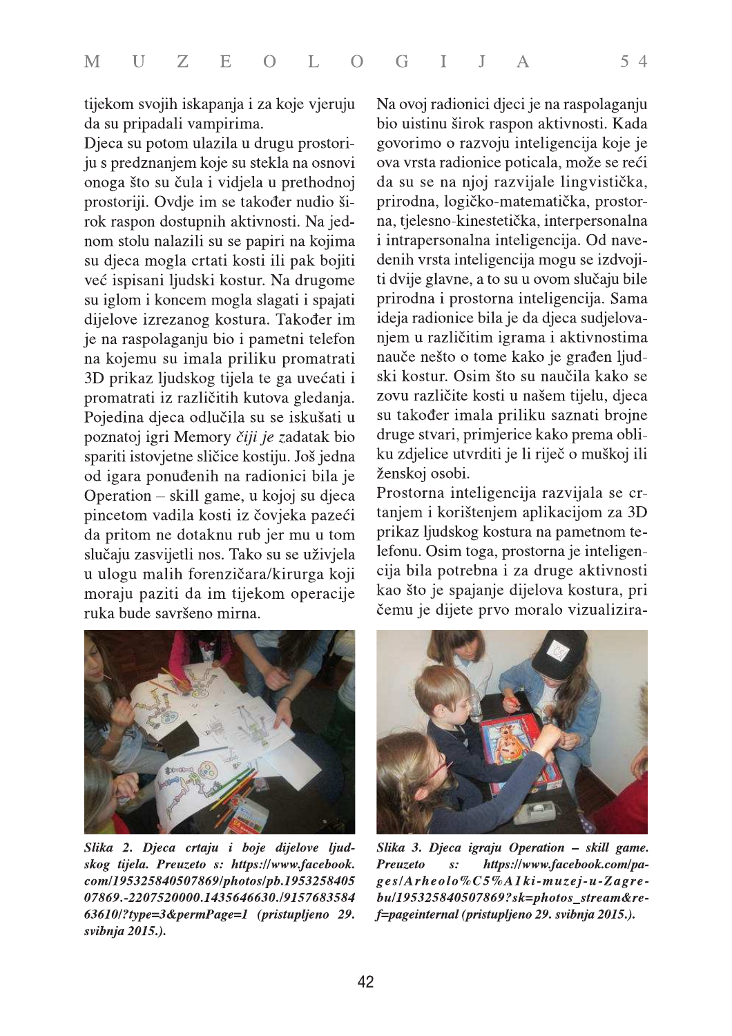tijekom svojih iskapanja i za koje vjeruju da su pripadali vampirima.

Djeca su potom ulazila u drugu prostoriju s predznanjem koje su stekla na osnovi onoga što su čula i vidjela u prethodnoj prostoriji. Ovdje im se također nudio širok raspon dostupnih aktivnosti. Na jednom stolu nalazili su se papiri na kojima su djeca mogla crtati kosti ili pak bojiti već ispisani ljudski kostur. Na drugome su iglom i koncem mogla slagati i spajati dijelove izrezanog kostura. Također im je na raspolaganju bio i pametni telefon na kojemu su imala priliku promatrati 3D prikaz ljudskog tijela te ga uvećati i promatrati iz različitih kutova gledanja. Pojedina djeca odlučila su se iskušati u poznatoj igri Memory *čiji je* zadatak bio spariti istovjetne sličice kostiju. Još jedna od igara ponuđenih na radionici bila je Operation – skill game, u kojoj su djeca pincetom vadila kosti iz čovjeka pazeći da pritom ne dotaknu rub jer mu u tom slučaju zasvijetli nos. Tako su se uživjela u ulogu malih forenzičara/kirurga koji moraju paziti da im tijekom operacije ruka bude savršeno mirna.

Na ovoj radionici djeci je na raspolaganju bio uistinu širok raspon aktivnosti. Kada govorimo o razvoju inteligencija koje je ova vrsta radionice poticala, može se reći da su se na njoj razvijale lingvistička, prirodna, logičko-matematička, prostorna, tjelesno-kinestetička, interpersonalna i intrapersonalna inteligencija. Od navedenih vrsta inteligencija mogu se izdvojiti dvije glavne, a to su u ovom slučaju bile prirodna i prostorna inteligencija. Sama ideja radionice bila je da djeca sudjelovanjem u različitim igrama i aktivnostima nauče nešto o tome kako je građen ljudski kostur. Osim što su naučila kako se zovu različite kosti u našem tijelu, djeca su također imala priliku saznati brojne druge stvari, primjerice kako prema obliku zdjelice utvrditi je li riječ o muškoj ili ženskoj osobi.

Prostorna inteligencija razvijala se crtanjem i korištenjem aplikacijom za 3D prikaz ljudskog kostura na pametnom telefonu. Osim toga, prostorna je inteligencija bila potrebna i za druge aktivnosti kao što je spajanje dijelova kostura, pri čemu je dijete prvo moralo vizualizira-

***Slika 2. Djeca crtaju i boje dijelove ljudskog tijela. Preuzeto s: https://www.facebook.com/195325840507869/photos/pb.195325840507869.-2207520000.1435646630./915768358463610/?type=3&permPage=1 (pristupljeno 29. svibnja 2015.).***

***Slika 3. Djeca igraju Operation – skill game. Preuzeto s: https://www.facebook.com/pages/Arheolo%C5%A1ki-muzej-u-Zagrebu/195325840507869?sk=photos_stream&ref=pageinternal (pristupljeno 29. svibnja 2015.).***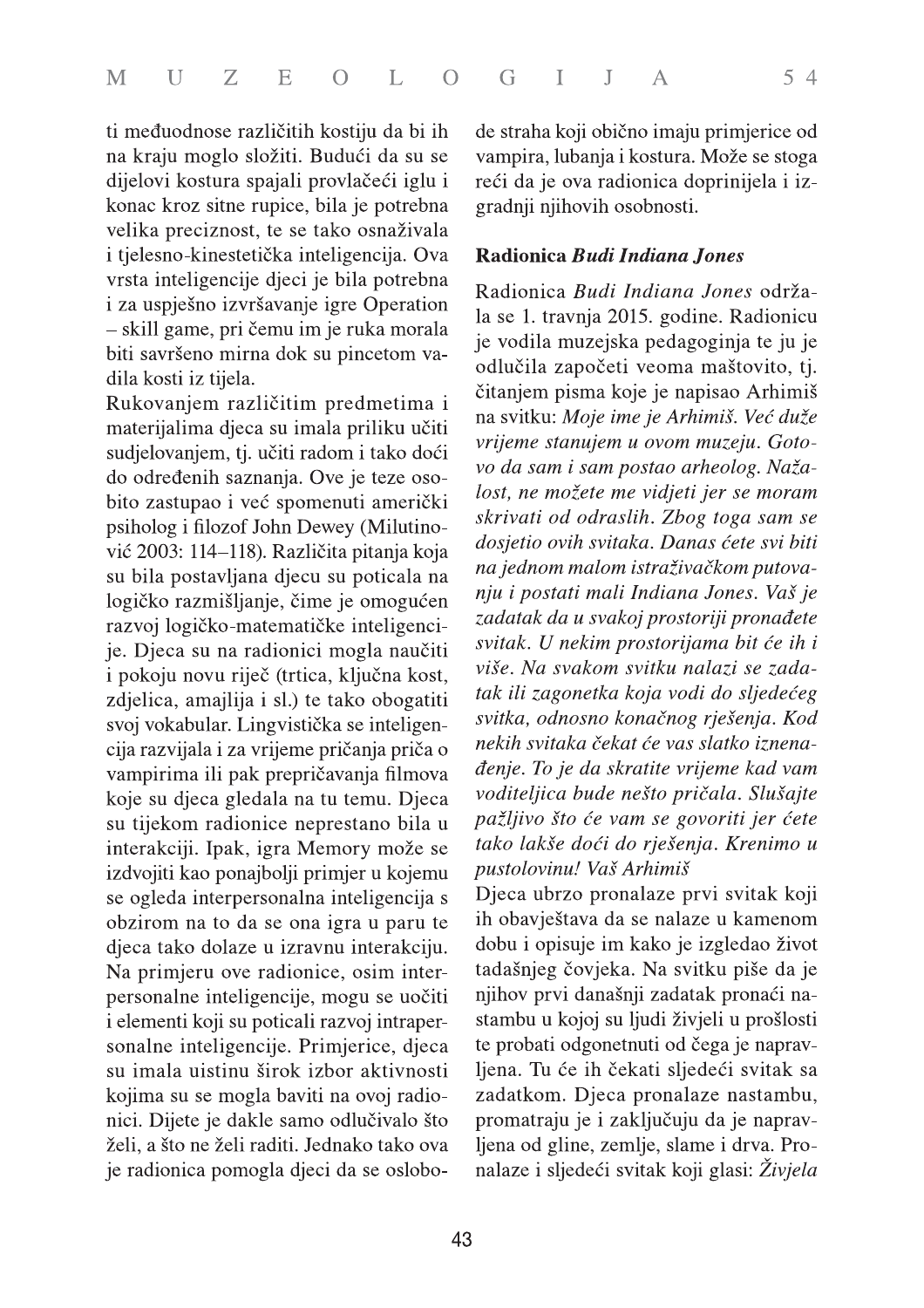ti međuodnose različitih kostiju da bi ih na kraju moglo složiti. Budući da su se dijelovi kostura spajali provlačeći iglu i konac kroz sitne rupice, bila je potrebna velika preciznost, te se tako osnaživala i tjelesno-kinestetička inteligencija. Ova vrsta inteligencije djeci je bila potrebna i za uspješno izvršavanje igre Operation – skill game, pri čemu im je ruka morala biti savršeno mirna dok su pincetom vadila kosti iz tijela.

Rukovanjem različitim predmetima i materijalima djeca su imala priliku učiti sudjelovanjem, tj. učiti radom i tako doći do određenih saznanja. Ove je teze osobito zastupao i već spomenuti američki psiholog i filozof John Dewey (Milutinović 2003: 114–118). Različita pitanja koja su bila postavljana djecu su poticala na logičko razmišljanje, čime je omogućen razvoj logičko-matematičke inteligencije. Djeca su na radionici mogla naučiti i pokoju novu riječ (trtica, ključna kost, zdjelica, amajlija i sl.) te tako obogatiti svoj vokabular. Lingvistička se inteligencija razvijala i za vrijeme pričanja priča o vampirima ili pak prepričavanja filmova koje su djeca gledala na tu temu. Djeca su tijekom radionice neprestano bila u interakciji. Ipak, igra Memory može se izdvojiti kao ponajbolji primjer u kojemu se ogleda interpersonalna inteligencija s obzirom na to da se ona igra u paru te djeca tako dolaze u izravnu interakciju. Na primjeru ove radionice, osim interpersonalne inteligencije, mogu se uočiti i elementi koji su poticali razvoj intrapersonalne inteligencije. Primjerice, djeca su imala uistinu širok izbor aktivnosti kojima su se mogla baviti na ovoj radionici. Dijete je dakle samo odlučivalo što želi, a što ne želi raditi. Jednako tako ova je radionica pomogla djeci da se oslobode straha koji obično imaju primjerice od vampira, lubanja i kostura. Može se stoga reći da je ova radionica doprinijela i izgradnji njihovih osobnosti.

### Radionica *Budi Indiana Jones*

Radionica *Budi Indiana Jones* održala se 1. travnja 2015. godine. Radionicu je vodila muzejska pedagoginja te ju je odlučila započeti veoma maštovito, tj. čitanjem pisma koje je napisao Arhimiš na svitku: *Moje ime je Arhimiš. Već duže vrijeme stanujem u ovom muzeju. Gotovo da sam i sam postao arheolog. Nažalost, ne možete me vidjeti jer se moram skrivati od odraslih. Zbog toga sam se dosjetio ovih svitaka. Danas ćete svi biti na jednom malom istraživačkom putovanju i postati mali Indiana Jones. Vaš je zadatak da u svakoj prostoriji pronađete svitak. U nekim prostorijama bit će ih i više. Na svakom svitku nalazi se zadatak ili zagonetka koja vodi do sljedećeg svitka, odnosno konačnog rješenja. Kod nekih svitaka čekat će vas slatko iznenađenje. To je da skratite vrijeme kad vam voditeljica bude nešto pričala. Slušajte pažljivo što će vam se govoriti jer ćete tako lakše doći do rješenja. Krenimo u pustolovinu! Vaš Arhimiš*

Djeca ubrzo pronalaze prvi svitak koji ih obavještava da se nalaze u kamenom dobu i opisuje im kako je izgledao život tadašnjeg čovjeka. Na svitku piše da je njihov prvi današnji zadatak pronaći nastambu u kojoj su ljudi živjeli u prošlosti te probati odgonetnuti od čega je napravljena. Tu će ih čekati sljedeći svitak sa zadatkom. Djeca pronalaze nastambu, promatraju je i zaključuju da je napravljena od gline, zemlje, slame i drva. Pronalaze i sljedeći svitak koji glasi: *Živjela*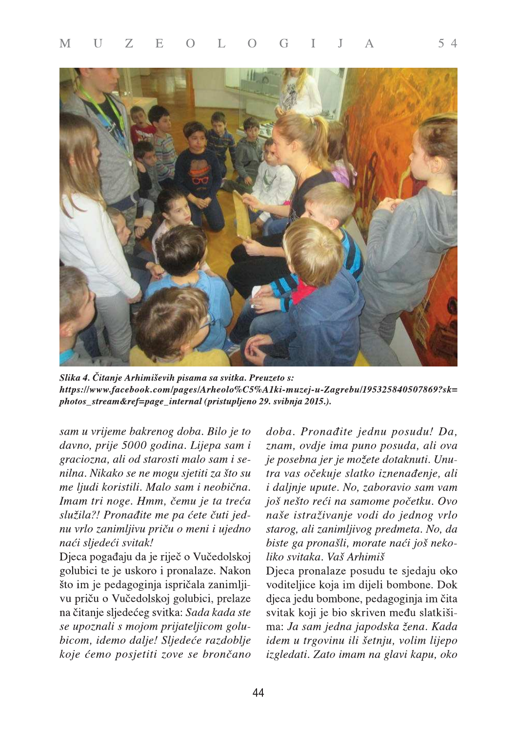***Slika 4. Čitanje Arhimiševih pisama sa svitka. Preuzeto s: https://www.facebook.com/pages/Arheolo%C5%A1ki-muzej-u-Zagrebu/195325840507869?sk=photos_stream&ref=page_internal (pristupljeno 29. svibnja 2015.).***

*sam u vrijeme bakrenog doba. Bilo je to davno, prije 5000 godina. Lijepa sam i graciozna, ali od starosti malo sam i senilna. Nikako se ne mogu sjetiti za što su me ljudi koristili. Malo sam i neobična. Imam tri noge. Hmm, čemu je ta treća služila?! Pronađite me pa ćete čuti jednu vrlo zanimljivu priču o meni i ujedno naći sljedeći svitak!*

Djeca pogađaju da je riječ o Vučedolskoj golubici te je uskoro i pronalaze. Nakon što im je pedagoginja ispričala zanimljivu priču o Vučedolskoj golubici, prelaze na čitanje sljedećeg svitka: *Sada kada ste se upoznali s mojom prijateljicom golubicom, idemo dalje! Sljedeće razdoblje koje ćemo posjetiti zove se brončano doba. Pronađite jednu posudu! Da, znam, ovdje ima puno posuda, ali ova je posebna jer je možete dotaknuti. Unutra vas očekuje slatko iznenađenje, ali i daljnje upute. No, zaboravio sam vam još nešto reći na samome početku. Ovo naše istraživanje vodi do jednog vrlo starog, ali zanimljivog predmeta. No, da biste ga pronašli, morate naći još nekoliko svitaka. Vaš Arhimiš*

Djeca pronalaze posudu te sjedaju oko voditeljice koja im dijeli bombone. Dok djeca jedu bombone, pedagoginja im čita svitak koji je bio skriven među slatkišima: *Ja sam jedna japodska žena. Kada idem u trgovinu ili šetnju, volim lijepo izgledati. Zato imam na glavi kapu, oko*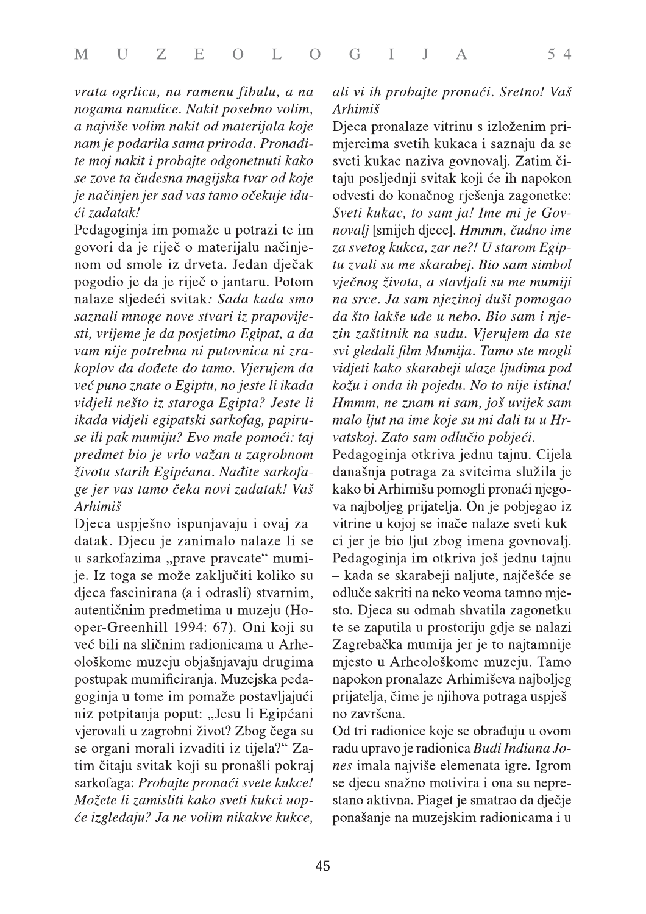*vrata ogrlicu, na ramenu fibulu, a na nogama nanulice. Nakit posebno volim, a najviše volim nakit od materijala koje nam je podarila sama priroda. Pronađite moj nakit i probajte odgonetnuti kako se zove ta čudesna magijska tvar od koje je načinjen jer sad vas tamo očekuje idući zadatak!*

Pedagoginja im pomaže u potrazi te im govori da je riječ o materijalu načinjenom od smole iz drveta. Jedan dječak pogodio je da je riječ o jantaru. Potom nalaze sljedeći svitak*: Sada kada smo saznali mnoge nove stvari iz prapovijesti, vrijeme je da posjetimo Egipat, a da vam nije potrebna ni putovnica ni zrakoplov da dođete do tamo. Vjerujem da već puno znate o Egiptu, no jeste li ikada vidjeli nešto iz staroga Egipta? Jeste li ikada vidjeli egipatski sarkofag, papiruse ili pak mumiju? Evo male pomoći: taj predmet bio je vrlo važan u zagrobnom životu starih Egipćana. Nađite sarkofage jer vas tamo čeka novi zadatak! Vaš Arhimiš*

Djeca uspješno ispunjavaju i ovaj zadatak. Djecu je zanimalo nalaze li se u sarkofazima „prave pravcate" mumije. Iz toga se može zaključiti koliko su djeca fascinirana (a i odrasli) stvarnim, autentičnim predmetima u muzeju (Hooper-Greenhill 1994: 67). Oni koji su već bili na sličnim radionicama u Arheološkome muzeju objašnjavaju drugima postupak mumificiranja. Muzejska pedagoginja u tome im pomaže postavljajući niz potpitanja poput: „Jesu li Egipćani vjerovali u zagrobni život? Zbog čega su se organi morali izvaditi iz tijela?" Zatim čitaju svitak koji su pronašli pokraj sarkofaga: *Probajte pronaći svete kukce! Možete li zamisliti kako sveti kukci uopće izgledaju? Ja ne volim nikakve kukce, ali vi ih probajte pronaći. Sretno! Vaš Arhimiš*

Djeca pronalaze vitrinu s izloženim primjercima svetih kukaca i saznaju da se sveti kukac naziva govnovalj. Zatim čitaju posljednji svitak koji će ih napokon odvesti do konačnog rješenja zagonetke: *Sveti kukac, to sam ja! Ime mi je Govnovalj* [smijeh djece]. *Hmmm, čudno ime za svetog kukca, zar ne?! U starom Egiptu zvali su me skarabej. Bio sam simbol vječnog života, a stavljali su me mumiji na srce. Ja sam njezinoj duši pomogao da što lakše uđe u nebo. Bio sam i njezin zaštitnik na sudu. Vjerujem da ste svi gledali film Mumija. Tamo ste mogli vidjeti kako skarabeji ulaze ljudima pod kožu i onda ih pojedu. No to nije istina! Hmmm, ne znam ni sam, još uvijek sam malo ljut na ime koje su mi dali tu u Hrvatskoj. Zato sam odlučio pobjeći.*

Pedagoginja otkriva jednu tajnu. Cijela današnja potraga za svitcima služila je kako bi Arhimišu pomogli pronaći njegova najboljeg prijatelja. On je pobjegao iz vitrine u kojoj se inače nalaze sveti kukci jer je bio ljut zbog imena govnovalj. Pedagoginja im otkriva još jednu tajnu – kada se skarabeji naljute, najčešće se odluče sakriti na neko veoma tamno mjesto. Djeca su odmah shvatila zagonetku te se zaputila u prostoriju gdje se nalazi Zagrebačka mumija jer je to najtamnije mjesto u Arheološkome muzeju. Tamo napokon pronalaze Arhimiševa najboljeg prijatelja, čime je njihova potraga uspješno završena.

Od tri radionice koje se obrađuju u ovom radu upravo je radionica *Budi Indiana Jones* imala najviše elemenata igre. Igrom se djecu snažno motivira i ona su neprestano aktivna. Piaget je smatrao da dječje ponašanje na muzejskim radionicama i u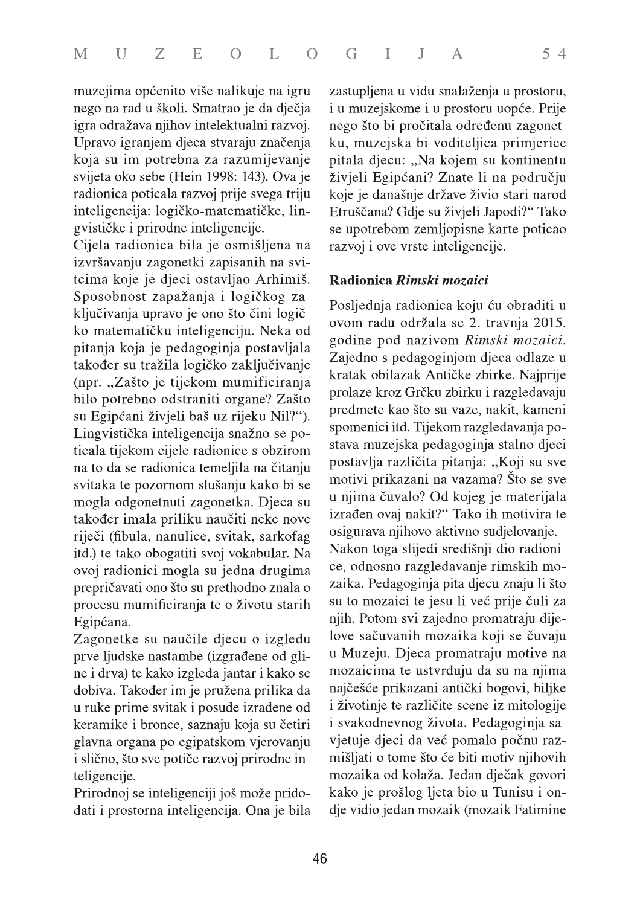muzejima općenito više nalikuje na igru nego na rad u školi. Smatrao je da dječja igra odražava njihov intelektualni razvoj. Upravo igranjem djeca stvaraju značenja koja su im potrebna za razumijevanje svijeta oko sebe (Hein 1998: 143). Ova je radionica poticala razvoj prije svega triju inteligencija: logičko-matematičke, lingvističke i prirodne inteligencije.

Cijela radionica bila je osmišljena na izvršavanju zagonetki zapisanih na svitcima koje je djeci ostavljao Arhimiš. Sposobnost zapažanja i logičkog zaključivanja upravo je ono što čini logičko-matematičku inteligenciju. Neka od pitanja koja je pedagoginja postavljala također su tražila logičko zaključivanje (npr. „Zašto je tijekom mumificiranja bilo potrebno odstraniti organe? Zašto su Egipćani živjeli baš uz rijeku Nil?"). Lingvistička inteligencija snažno se poticala tijekom cijele radionice s obzirom na to da se radionica temeljila na čitanju svitaka te pozornom slušanju kako bi se mogla odgonetnuti zagonetka. Djeca su također imala priliku naučiti neke nove riječi (fibula, nanulice, svitak, sarkofag itd.) te tako obogatiti svoj vokabular. Na ovoj radionici mogla su jedna drugima prepričavati ono što su prethodno znala o procesu mumificiranja te o životu starih Egipćana.

Zagonetke su naučile djecu o izgledu prve ljudske nastambe (izgrađene od gline i drva) te kako izgleda jantar i kako se dobiva. Također im je pružena prilika da u ruke prime svitak i posude izrađene od keramike i bronce, saznaju koja su četiri glavna organa po egipatskom vjerovanju i slično, što sve potiče razvoj prirodne inteligencije.

Prirodnoj se inteligenciji još može pridodati i prostorna inteligencija. Ona je bila zastupljena u vidu snalaženja u prostoru, i u muzejskome i u prostoru uopće. Prije nego što bi pročitala određenu zagonetku, muzejska bi voditeljica primjerice pitala djecu: „Na kojem su kontinentu živjeli Egipćani? Znate li na području koje je današnje države živio stari narod Etruščana? Gdje su živjeli Japodi?" Tako se upotrebom zemljopisne karte poticao razvoj i ove vrste inteligencije.

### Radionica *Rimski mozaici*

Posljednja radionica koju ću obraditi u ovom radu održala se 2. travnja 2015. godine pod nazivom *Rimski mozaici*. Zajedno s pedagoginjom djeca odlaze u kratak obilazak Antičke zbirke. Najprije prolaze kroz Grčku zbirku i razgledavaju predmete kao što su vaze, nakit, kameni spomenici itd. Tijekom razgledavanja postava muzejska pedagoginja stalno djeci postavlja različita pitanja: „Koji su sve motivi prikazani na vazama? Što se sve u njima čuvalo? Od kojeg je materijala izrađen ovaj nakit?" Tako ih motivira te osigurava njihovo aktivno sudjelovanje.

Nakon toga slijedi središnji dio radionice, odnosno razgledavanje rimskih mozaika. Pedagoginja pita djecu znaju li što su to mozaici te jesu li već prije čuli za njih. Potom svi zajedno promatraju dijelove sačuvanih mozaika koji se čuvaju u Muzeju. Djeca promatraju motive na mozaicima te ustvrđuju da su na njima najčešće prikazani antički bogovi, biljke i životinje te različite scene iz mitologije i svakodnevnog života. Pedagoginja savjetuje djeci da već pomalo počnu razmišljati o tome što će biti motiv njihovih mozaika od kolaža. Jedan dječak govori kako je prošlog ljeta bio u Tunisu i ondje vidio jedan mozaik (mozaik Fatimine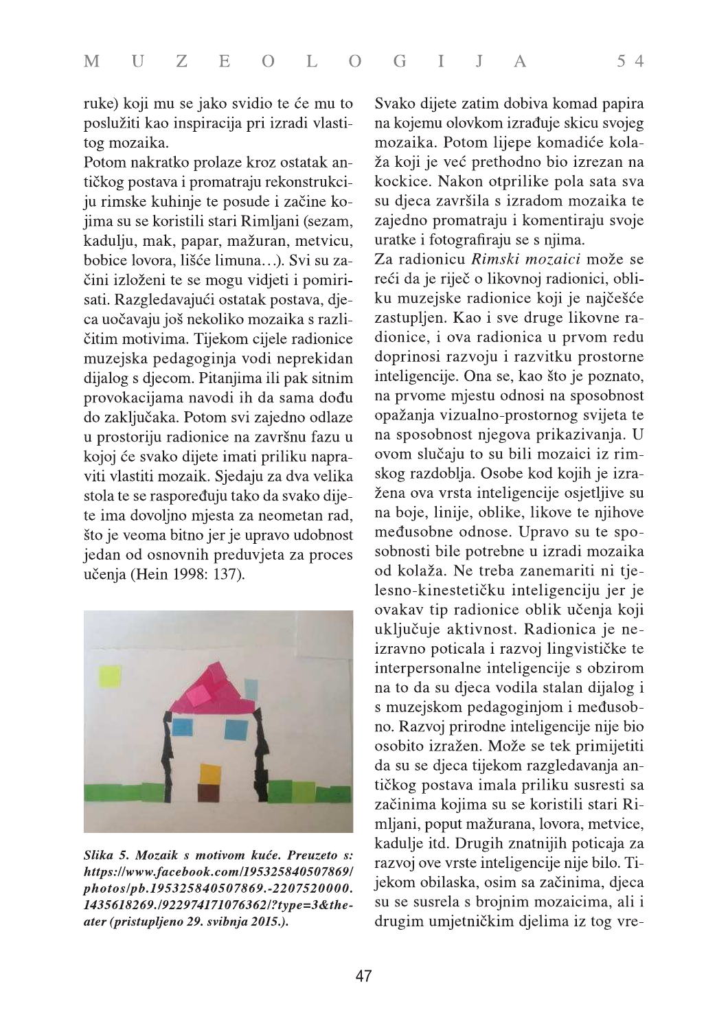ruke) koji mu se jako svidio te će mu to poslužiti kao inspiracija pri izradi vlastitog mozaika.

Potom nakratko prolaze kroz ostatak antičkog postava i promatraju rekonstrukciju rimske kuhinje te posude i začine kojima su se koristili stari Rimljani (sezam, kadulju, mak, papar, mažuran, metvicu, bobice lovora, lišće limuna…). Svi su začini izloženi te se mogu vidjeti i pomirisati. Razgledavajući ostatak postava, djeca uočavaju još nekoliko mozaika s različitim motivima. Tijekom cijele radionice muzejska pedagoginja vodi neprekidan dijalog s djecom. Pitanjima ili pak sitnim provokacijama navodi ih da sama dođu do zaključaka. Potom svi zajedno odlaze u prostoriju radionice na završnu fazu u kojoj će svako dijete imati priliku napraviti vlastiti mozaik. Sjedaju za dva velika stola te se raspoređuju tako da svako dijete ima dovoljno mjesta za neometan rad, što je veoma bitno jer je upravo udobnost jedan od osnovnih preduvjeta za proces učenja (Hein 1998: 137).

***Slika 5. Mozaik s motivom kuće. Preuzeto s: https://www.facebook.com/195325840507869/photos/pb.195325840507869.-2207520000.1435618269./922974171076362/?type=3&theater (pristupljeno 29. svibnja 2015.).***

Svako dijete zatim dobiva komad papira na kojemu olovkom izrađuje skicu svojeg mozaika. Potom lijepe komadiće kolaža koji je već prethodno bio izrezan na kockice. Nakon otprilike pola sata sva su djeca završila s izradom mozaika te zajedno promatraju i komentiraju svoje uratke i fotografiraju se s njima.

Za radionicu *Rimski mozaici* može se reći da je riječ o likovnoj radionici, obliku muzejske radionice koji je najčešće zastupljen. Kao i sve druge likovne radionice, i ova radionica u prvom redu doprinosi razvoju i razvitku prostorne inteligencije. Ona se, kao što je poznato, na prvome mjestu odnosi na sposobnost opažanja vizualno-prostornog svijeta te na sposobnost njegova prikazivanja. U ovom slučaju to su bili mozaici iz rimskog razdoblja. Osobe kod kojih je izražena ova vrsta inteligencije osjetljive su na boje, linije, oblike, likove te njihove međusobne odnose. Upravo su te sposobnosti bile potrebne u izradi mozaika od kolaža. Ne treba zanemariti ni tjelesno-kinestetičku inteligenciju jer je ovakav tip radionice oblik učenja koji uključuje aktivnost. Radionica je neizravno poticala i razvoj lingvističke te interpersonalne inteligencije s obzirom na to da su djeca vodila stalan dijalog i s muzejskom pedagoginjom i međusobno. Razvoj prirodne inteligencije nije bio osobito izražen. Može se tek primijetiti da su se djeca tijekom razgledavanja antičkog postava imala priliku susresti sa začinima kojima su se koristili stari Rimljani, poput mažurana, lovora, metvice, kadulje itd. Drugih znatnijih poticaja za razvoj ove vrste inteligencije nije bilo. Tijekom obilaska, osim sa začinima, djeca su se susrela s brojnim mozaicima, ali i drugim umjetničkim djelima iz tog vre-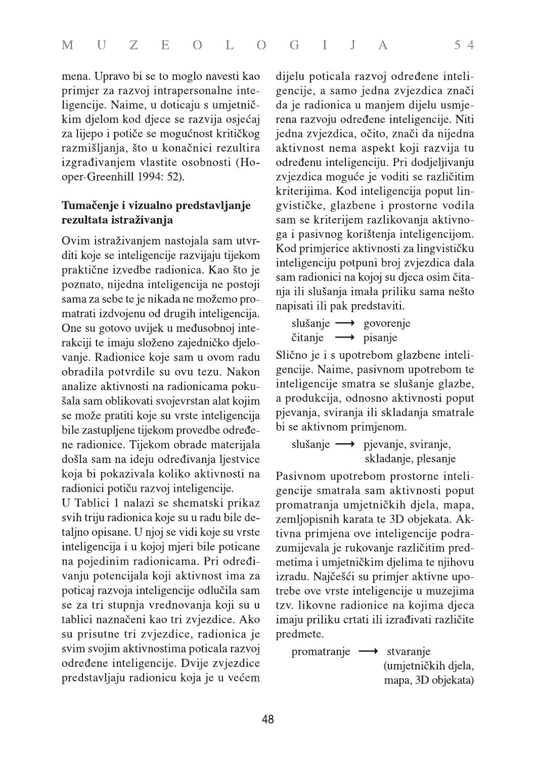mena. Upravo bi se to moglo navesti kao primjer za razvoj intrapersonalne inteligencije. Naime, u doticaju s umjetničkim djelom kod djece se razvija osjećaj za lijepo i potiče se mogućnost kritičkog razmišljanja, što u konačnici rezultira izgrađivanjem vlastite osobnosti (Hooper-Greenhill 1994: 52).

**Tumačenje i vizualno predstavljanje rezultata istraživanja**

Ovim istraživanjem nastojala sam utvrditi koje se inteligencije razvijaju tijekom praktične izvedbe radionica. Kao što je poznato, nijedna inteligencija ne postoji sama za sebe te je nikada ne možemo promatrati izdvojenu od drugih inteligencija. One su gotovo uvijek u međusobnoj interakciji te imaju složeno zajedničko djelovanje. Radionice koje sam u ovom radu obradila potvrdile su ovu tezu. Nakon analize aktivnosti na radionicama pokušala sam oblikovati svojevrstan alat kojim se može pratiti koje su vrste inteligencija bile zastupljene tijekom provedbe određene radionice. Tijekom obrade materijala došla sam na ideju određivanja ljestvice koja bi pokazivala koliko aktivnosti na radionici potiču razvoj inteligencije.

U Tablici 1 nalazi se shematski prikaz svih triju radionica koje su u radu bile detaljno opisane. U njoj se vidi koje su vrste inteligencija i u kojoj mjeri bile poticane na pojedinim radionicama. Pri određivanju potencijala koji aktivnost ima za poticaj razvoja inteligencije odlučila sam se za tri stupnja vrednovanja koji su u tablici naznačeni kao tri zvjezdice. Ako su prisutne tri zvjezdice, radionica je svim svojim aktivnostima poticala razvoj određene inteligencije. Dvije zvjezdice predstavljaju radionicu koja je u većem dijelu poticala razvoj određene inteligencije, a samo jedna zvjezdica znači da je radionica u manjem dijelu usmjerena razvoju određene inteligencije. Niti jedna zvjezdica, očito, znači da nijedna aktivnost nema aspekt koji razvija tu određenu inteligenciju. Pri dodjeljivanju zvjezdica moguće je voditi se različitim kriterijima. Kod inteligencija poput lingvističke, glazbene i prostorne vodila sam se kriterijem razlikovanja aktivnoga i pasivnog korištenja inteligencijom. Kod primjerice aktivnosti za lingvističku inteligenciju potpuni broj zvjezdica dala sam radionici na kojoj su djeca osim čitanja ili slušanja imala priliku sama nešto napisati ili pak predstaviti.

slušanje ⟶ govorenje
čitanje ⟶ pisanje

Slično je i s upotrebom glazbene inteligencije. Naime, pasivnom upotrebom te inteligencije smatra se slušanje glazbe, a produkcija, odnosno aktivnosti poput pjevanja, sviranja ili skladanja smatrale bi se aktivnom primjenom.

slušanje ⟶ pjevanje, sviranje, skladanje, plesanje

Pasivnom upotrebom prostorne inteligencije smatrala sam aktivnosti poput promatranja umjetničkih djela, mapa, zemljopisnih karata te 3D objekata. Aktivna primjena ove inteligencije podrazumijevala je rukovanje različitim predmetima i umjetničkim djelima te njihovu izradu. Najčešći su primjer aktivne upotrebe ove vrste inteligencije u muzejima tzv. likovne radionice na kojima djeca imaju priliku crtati ili izrađivati različite predmete.

promatranje ⟶ stvaranje (umjetničkih djela, mapa, 3D objekata)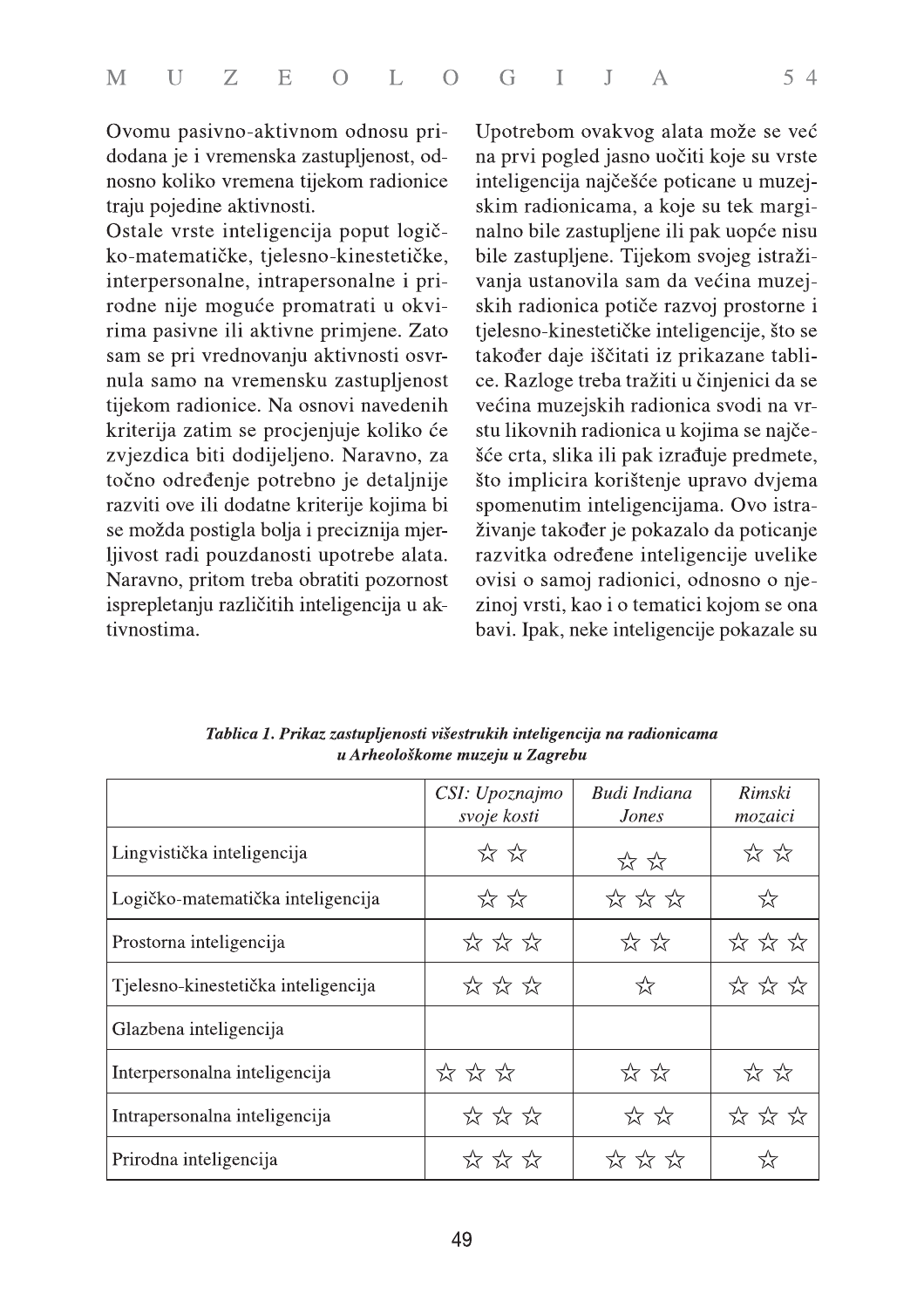Ovomu pasivno-aktivnom odnosu pridodana je i vremenska zastupljenost, odnosno koliko vremena tijekom radionice traju pojedine aktivnosti.

Ostale vrste inteligencija poput logičko-matematičke, tjelesno-kinestetičke, interpersonalne, intrapersonalne i prirodne nije moguće promatrati u okvirima pasivne ili aktivne primjene. Zato sam se pri vrednovanju aktivnosti osvrnula samo na vremensku zastupljenost tijekom radionice. Na osnovi navedenih kriterija zatim se procjenjuje koliko će zvjezdica biti dodijeljeno. Naravno, za točno određenje potrebno je detaljnije razviti ove ili dodatne kriterije kojima bi se možda postigla bolja i preciznija mjerljivost radi pouzdanosti upotrebe alata. Naravno, pritom treba obratiti pozornost isprepletanju različitih inteligencija u aktivnostima.

Upotrebom ovakvog alata može se već na prvi pogled jasno uočiti koje su vrste inteligencija najčešće poticane u muzejskim radionicama, a koje su tek marginalno bile zastupljene ili pak uopće nisu bile zastupljene. Tijekom svojeg istraživanja ustanovila sam da većina muzejskih radionica potiče razvoj prostorne i tjelesno-kinestetičke inteligencije, što se također daje iščitati iz prikazane tablice. Razloge treba tražiti u činjenici da se većina muzejskih radionica svodi na vrstu likovnih radionica u kojima se najčešće crta, slika ili pak izrađuje predmete, što implicira korištenje upravo dvjema spomenutim inteligencijama. Ovo istraživanje također je pokazalo da poticanje razvitka određene inteligencije uvelike ovisi o samoj radionici, odnosno o njezinoj vrsti, kao i o tematici kojom se ona bavi. Ipak, neke inteligencije pokazale su

***Tablica 1. Prikaz zastupljenosti višestrukih inteligencija na radionicama u Arheološkome muzeju u Zagrebu***

| | *CSI: Upoznajmo svoje kosti* | *Budi Indiana Jones* | *Rimski mozaici* |
|---|---|---|---|
| Lingvistička inteligencija | ☆ ☆ | ☆ ☆ | ☆ ☆ |
| Logičko-matematička inteligencija | ☆ ☆ | ☆ ☆ ☆ | ☆ |
| Prostorna inteligencija | ☆ ☆ ☆ | ☆ ☆ | ☆ ☆ ☆ |
| Tjelesno-kinestetička inteligencija | ☆ ☆ ☆ | ☆ | ☆ ☆ ☆ |
| Glazbena inteligencija | | | |
| Interpersonalna inteligencija | ☆ ☆ ☆ | ☆ ☆ | ☆ ☆ |
| Intrapersonalna inteligencija | ☆ ☆ ☆ | ☆ ☆ | ☆ ☆ ☆ |
| Prirodna inteligencija | ☆ ☆ ☆ | ☆ ☆ ☆ | ☆ |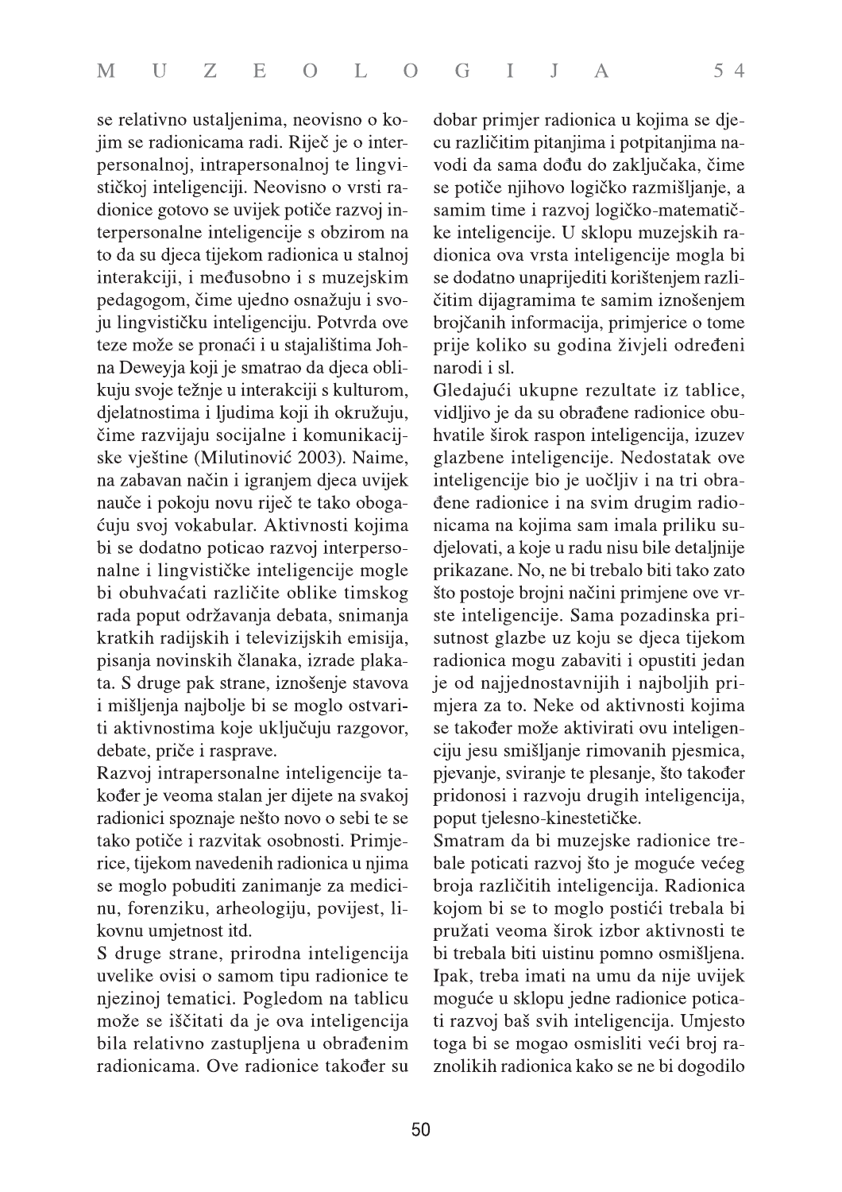se relativno ustaljenima, neovisno o kojim se radionicama radi. Riječ je o interpersonalnoj, intrapersonalnoj te lingvističkoj inteligenciji. Neovisno o vrsti radionice gotovo se uvijek potiče razvoj interpersonalne inteligencije s obzirom na to da su djeca tijekom radionica u stalnoj interakciji, i međusobno i s muzejskim pedagogom, čime ujedno osnažuju i svoju lingvističku inteligenciju. Potvrda ove teze može se pronaći i u stajalištima Johna Deweyja koji je smatrao da djeca oblikuju svoje težnje u interakciji s kulturom, djelatnostima i ljudima koji ih okružuju, čime razvijaju socijalne i komunikacijske vještine (Milutinović 2003). Naime, na zabavan način i igranjem djeca uvijek nauče i pokoju novu riječ te tako obogaćuju svoj vokabular. Aktivnosti kojima bi se dodatno poticao razvoj interpersonalne i lingvističke inteligencije mogle bi obuhvaćati različite oblike timskog rada poput održavanja debata, snimanja kratkih radijskih i televizijskih emisija, pisanja novinskih članaka, izrade plakata. S druge pak strane, iznošenje stavova i mišljenja najbolje bi se moglo ostvariti aktivnostima koje uključuju razgovor, debate, priče i rasprave.

Razvoj intrapersonalne inteligencije također je veoma stalan jer dijete na svakoj radionici spoznaje nešto novo o sebi te se tako potiče i razvitak osobnosti. Primjerice, tijekom navedenih radionica u njima se moglo pobuditi zanimanje za medicinu, forenziku, arheologiju, povijest, likovnu umjetnost itd.

S druge strane, prirodna inteligencija uvelike ovisi o samom tipu radionice te njezinoj tematici. Pogledom na tablicu može se iščitati da je ova inteligencija bila relativno zastupljena u obrađenim radionicama. Ove radionice također su dobar primjer radionica u kojima se djecu različitim pitanjima i potpitanjima navodi da sama dođu do zaključaka, čime se potiče njihovo logičko razmišljanje, a samim time i razvoj logičko-matematičke inteligencije. U sklopu muzejskih radionica ova vrsta inteligencije mogla bi se dodatno unaprijediti korištenjem različitim dijagramima te samim iznošenjem brojčanih informacija, primjerice o tome prije koliko su godina živjeli određeni narodi i sl.

Gledajući ukupne rezultate iz tablice, vidljivo je da su obrađene radionice obuhvatile širok raspon inteligencija, izuzev glazbene inteligencije. Nedostatak ove inteligencije bio je uočljiv i na tri obrađene radionice i na svim drugim radionicama na kojima sam imala priliku sudjelovati, a koje u radu nisu bile detaljnije prikazane. No, ne bi trebalo biti tako zato što postoje brojni načini primjene ove vrste inteligencije. Sama pozadinska prisutnost glazbe uz koju se djeca tijekom radionica mogu zabaviti i opustiti jedan je od najjednostavnijih i najboljih primjera za to. Neke od aktivnosti kojima se također može aktivirati ovu inteligenciju jesu smišljanje rimovanih pjesmica, pjevanje, sviranje te plesanje, što također pridonosi i razvoju drugih inteligencija, poput tjelesno-kinestetičke.

Smatram da bi muzejske radionice trebale poticati razvoj što je moguće većeg broja različitih inteligencija. Radionica kojom bi se to moglo postići trebala bi pružati veoma širok izbor aktivnosti te bi trebala biti uistinu pomno osmišljena. Ipak, treba imati na umu da nije uvijek moguće u sklopu jedne radionice poticati razvoj baš svih inteligencija. Umjesto toga bi se mogao osmisliti veći broj raznolikih radionica kako se ne bi dogodilo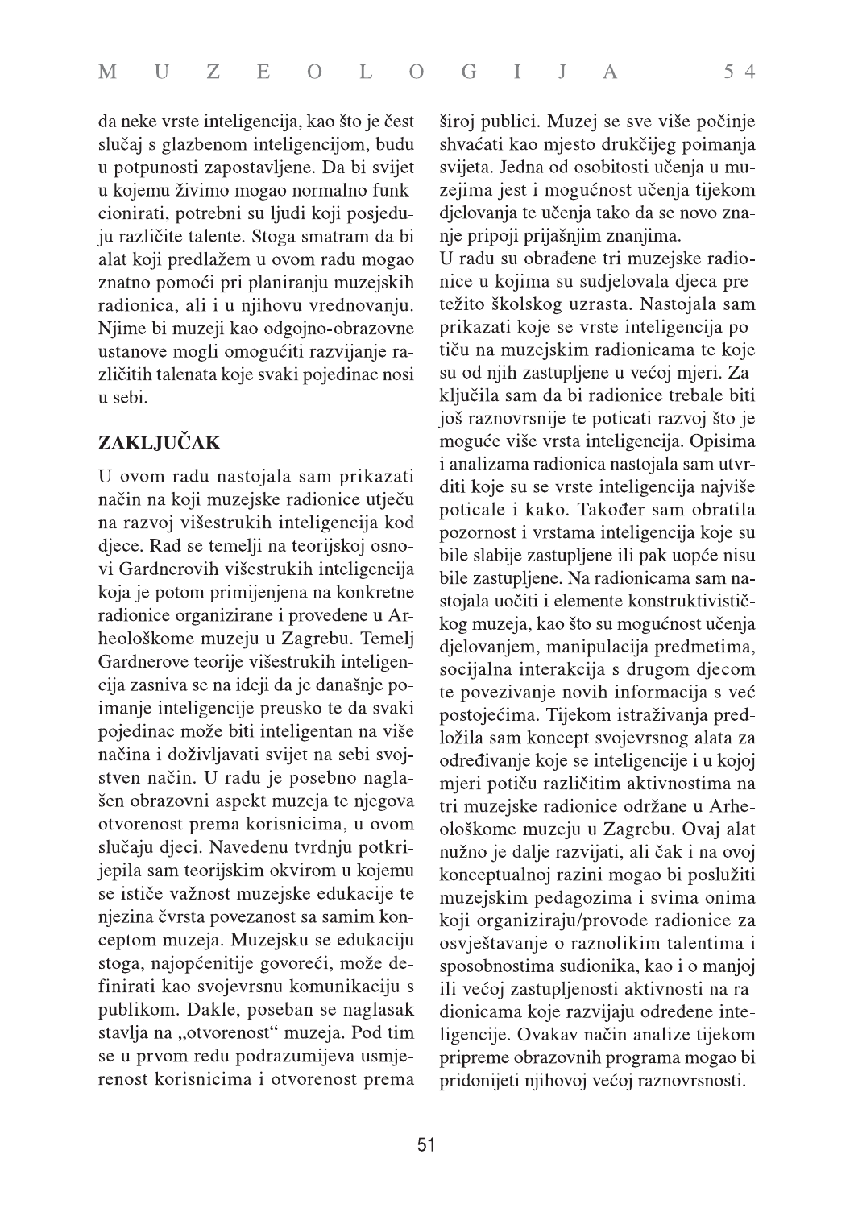da neke vrste inteligencija, kao što je čest slučaj s glazbenom inteligencijom, budu u potpunosti zapostavljene. Da bi svijet u kojemu živimo mogao normalno funkcionirati, potrebni su ljudi koji posjeduju različite talente. Stoga smatram da bi alat koji predlažem u ovom radu mogao znatno pomoći pri planiranju muzejskih radionica, ali i u njihovu vrednovanju. Njime bi muzeji kao odgojno-obrazovne ustanove mogli omogućiti razvijanje različitih talenata koje svaki pojedinac nosi u sebi.

## ZAKLJUČAK

U ovom radu nastojala sam prikazati način na koji muzejske radionice utječu na razvoj višestrukih inteligencija kod djece. Rad se temelji na teorijskoj osnovi Gardnerovih višestrukih inteligencija koja je potom primijenjena na konkretne radionice organizirane i provedene u Arheološkome muzeju u Zagrebu. Temelj Gardnerove teorije višestrukih inteligencija zasniva se na ideji da je današnje poimanje inteligencije preusko te da svaki pojedinac može biti inteligentan na više načina i doživljavati svijet na sebi svojstven način. U radu je posebno naglašen obrazovni aspekt muzeja te njegova otvorenost prema korisnicima, u ovom slučaju djeci. Navedenu tvrdnju potkrijepila sam teorijskim okvirom u kojemu se ističe važnost muzejske edukacije te njezina čvrsta povezanost sa samim konceptom muzeja. Muzejsku se edukaciju stoga, najopćenitije govoreći, može definirati kao svojevrsnu komunikaciju s publikom. Dakle, poseban se naglasak stavlja na „otvorenost" muzeja. Pod tim se u prvom redu podrazumijeva usmjerenost korisnicima i otvorenost prema široj publici. Muzej se sve više počinje shvaćati kao mjesto drukčijeg poimanja svijeta. Jedna od osobitosti učenja u muzejima jest i mogućnost učenja tijekom djelovanja te učenja tako da se novo znanje pripoji prijašnjim znanjima.

U radu su obrađene tri muzejske radionice u kojima su sudjelovala djeca pretežito školskog uzrasta. Nastojala sam prikazati koje se vrste inteligencija potiču na muzejskim radionicama te koje su od njih zastupljene u većoj mjeri. Zaključila sam da bi radionice trebale biti još raznovrsnije te poticati razvoj što je moguće više vrsta inteligencija. Opisima i analizama radionica nastojala sam utvrditi koje su se vrste inteligencija najviše poticale i kako. Također sam obratila pozornost i vrstama inteligencija koje su bile slabije zastupljene ili pak uopće nisu bile zastupljene. Na radionicama sam nastojala uočiti i elemente konstruktivističkog muzeja, kao što su mogućnost učenja djelovanjem, manipulacija predmetima, socijalna interakcija s drugom djecom te povezivanje novih informacija s već postojećima. Tijekom istraživanja predložila sam koncept svojevrsnog alata za određivanje koje se inteligencije i u kojoj mjeri potiču različitim aktivnostima na tri muzejske radionice održane u Arheološkome muzeju u Zagrebu. Ovaj alat nužno je dalje razvijati, ali čak i na ovoj konceptualnoj razini mogao bi poslužiti muzejskim pedagozima i svima onima koji organiziraju/provode radionice za osvještavanje o raznolikim talentima i sposobnostima sudionika, kao i o manjoj ili većoj zastupljenosti aktivnosti na radionicama koje razvijaju određene inteligencije. Ovakav način analize tijekom pripreme obrazovnih programa mogao bi pridonijeti njihovoj većoj raznovrsnosti.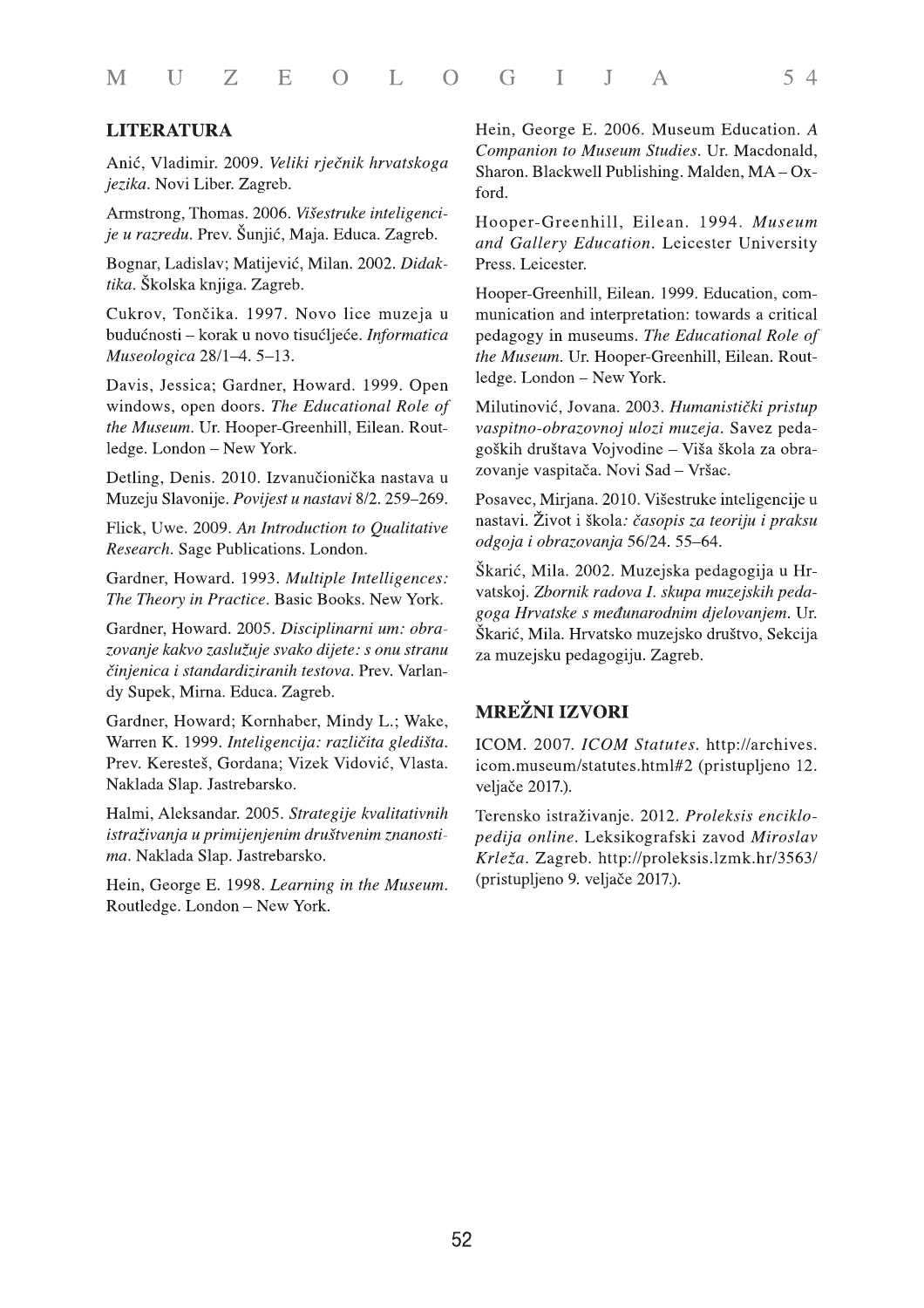## LITERATURA

Anić, Vladimir. 2009. *Veliki rječnik hrvatskoga jezika*. Novi Liber. Zagreb.

Armstrong, Thomas. 2006. *Višestruke inteligencije u razredu*. Prev. Šunjić, Maja. Educa. Zagreb.

Bognar, Ladislav; Matijević, Milan. 2002. *Didaktika*. Školska knjiga. Zagreb.

Cukrov, Tončika. 1997. Novo lice muzeja u budućnosti – korak u novo tisućljeće. *Informatica Museologica* 28/1–4. 5–13.

Davis, Jessica; Gardner, Howard. 1999. Open windows, open doors. *The Educational Role of the Museum*. Ur. Hooper-Greenhill, Eilean. Routledge. London – New York.

Detling, Denis. 2010. Izvanučionička nastava u Muzeju Slavonije. *Povijest u nastavi* 8/2. 259–269.

Flick, Uwe. 2009. *An Introduction to Qualitative Research*. Sage Publications. London.

Gardner, Howard. 1993. *Multiple Intelligences: The Theory in Practice*. Basic Books. New York.

Gardner, Howard. 2005. *Disciplinarni um: obrazovanje kakvo zaslužuje svako dijete: s onu stranu činjenica i standardiziranih testova*. Prev. Varlandy Supek, Mirna. Educa. Zagreb.

Gardner, Howard; Kornhaber, Mindy L.; Wake, Warren K. 1999. *Inteligencija: različita gledišta*. Prev. Keresteš, Gordana; Vizek Vidović, Vlasta. Naklada Slap. Jastrebarsko.

Halmi, Aleksandar. 2005. *Strategije kvalitativnih istraživanja u primijenjenim društvenim znanostima*. Naklada Slap. Jastrebarsko.

Hein, George E. 1998. *Learning in the Museum*. Routledge. London – New York.

Hein, George E. 2006. Museum Education. *A Companion to Museum Studies*. Ur. Macdonald, Sharon. Blackwell Publishing. Malden, MA – Oxford.

Hooper-Greenhill, Eilean. 1994. *Museum and Gallery Education*. Leicester University Press. Leicester.

Hooper-Greenhill, Eilean. 1999. Education, communication and interpretation: towards a critical pedagogy in museums. *The Educational Role of the Museum*. Ur. Hooper-Greenhill, Eilean. Routledge. London – New York.

Milutinović, Jovana. 2003. *Humanistički pristup vaspitno-obrazovnoj ulozi muzeja*. Savez pedagoških društava Vojvodine – Viša škola za obrazovanje vaspitača. Novi Sad – Vršac.

Posavec, Mirjana. 2010. Višestruke inteligencije u nastavi. Život i škola*: časopis za teoriju i praksu odgoja i obrazovanja* 56/24. 55–64.

Škarić, Mila. 2002. Muzejska pedagogija u Hrvatskoj. *Zbornik radova I. skupa muzejskih pedagoga Hrvatske s međunarodnim djelovanjem*. Ur. Škarić, Mila. Hrvatsko muzejsko društvo, Sekcija za muzejsku pedagogiju. Zagreb.

## MREŽNI IZVORI

ICOM. 2007. *ICOM Statutes*. http://archives.icom.museum/statutes.html#2 (pristupljeno 12. veljače 2017.).

Terensko istraživanje. 2012. *Proleksis enciklopedija online*. Leksikografski zavod *Miroslav Krleža*. Zagreb. http://proleksis.lzmk.hr/3563/ (pristupljeno 9. veljače 2017.).